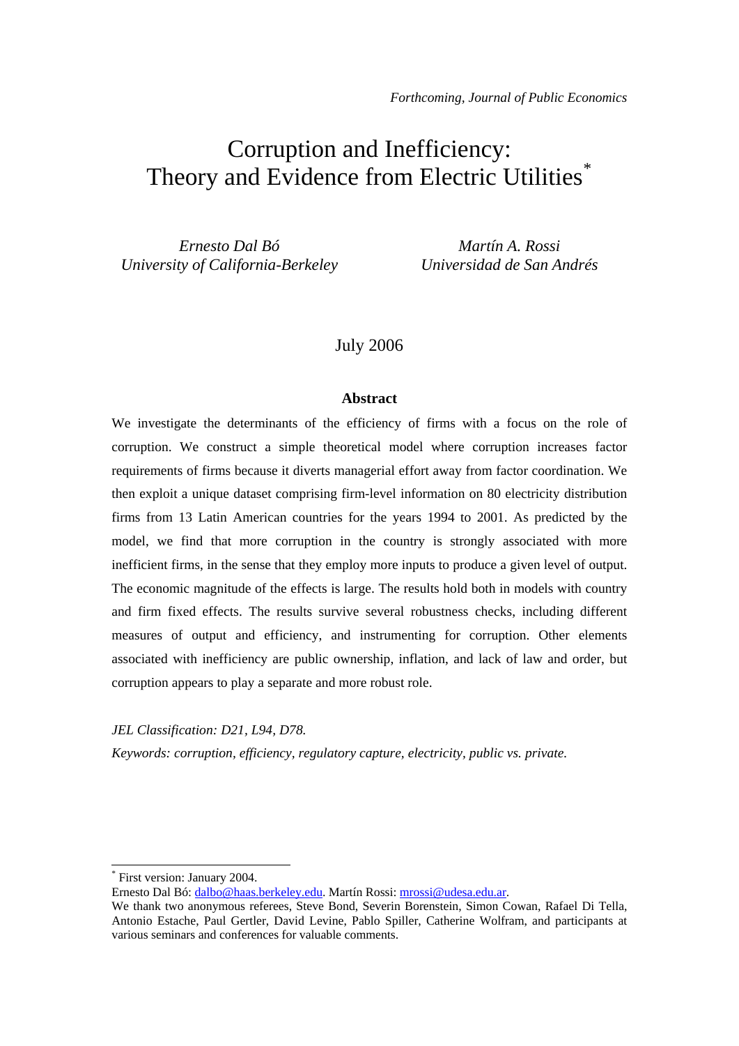*Forthcoming, Journal of Public Economics*

# Corruption and Inefficiency: Theory and Evidence from Electric Utilities[*]

*Ernesto Dal Bó*
*University of California-Berkeley*

*Martín A. Rossi*
*Universidad de San Andrés*

July 2006

**Abstract**

We investigate the determinants of the efficiency of firms with a focus on the role of corruption. We construct a simple theoretical model where corruption increases factor requirements of firms because it diverts managerial effort away from factor coordination. We then exploit a unique dataset comprising firm-level information on 80 electricity distribution firms from 13 Latin American countries for the years 1994 to 2001. As predicted by the model, we find that more corruption in the country is strongly associated with more inefficient firms, in the sense that they employ more inputs to produce a given level of output. The economic magnitude of the effects is large. The results hold both in models with country and firm fixed effects. The results survive several robustness checks, including different measures of output and efficiency, and instrumenting for corruption. Other elements associated with inefficiency are public ownership, inflation, and lack of law and order, but corruption appears to play a separate and more robust role.

*JEL Classification: D21, L94, D78.*

*Keywords: corruption, efficiency, regulatory capture, electricity, public vs. private.*

---

[*] First version: January 2004.
Ernesto Dal Bó: dalbo@haas.berkeley.edu. Martín Rossi: mrossi@udesa.edu.ar.
We thank two anonymous referees, Steve Bond, Severin Borenstein, Simon Cowan, Rafael Di Tella, Antonio Estache, Paul Gertler, David Levine, Pablo Spiller, Catherine Wolfram, and participants at various seminars and conferences for valuable comments.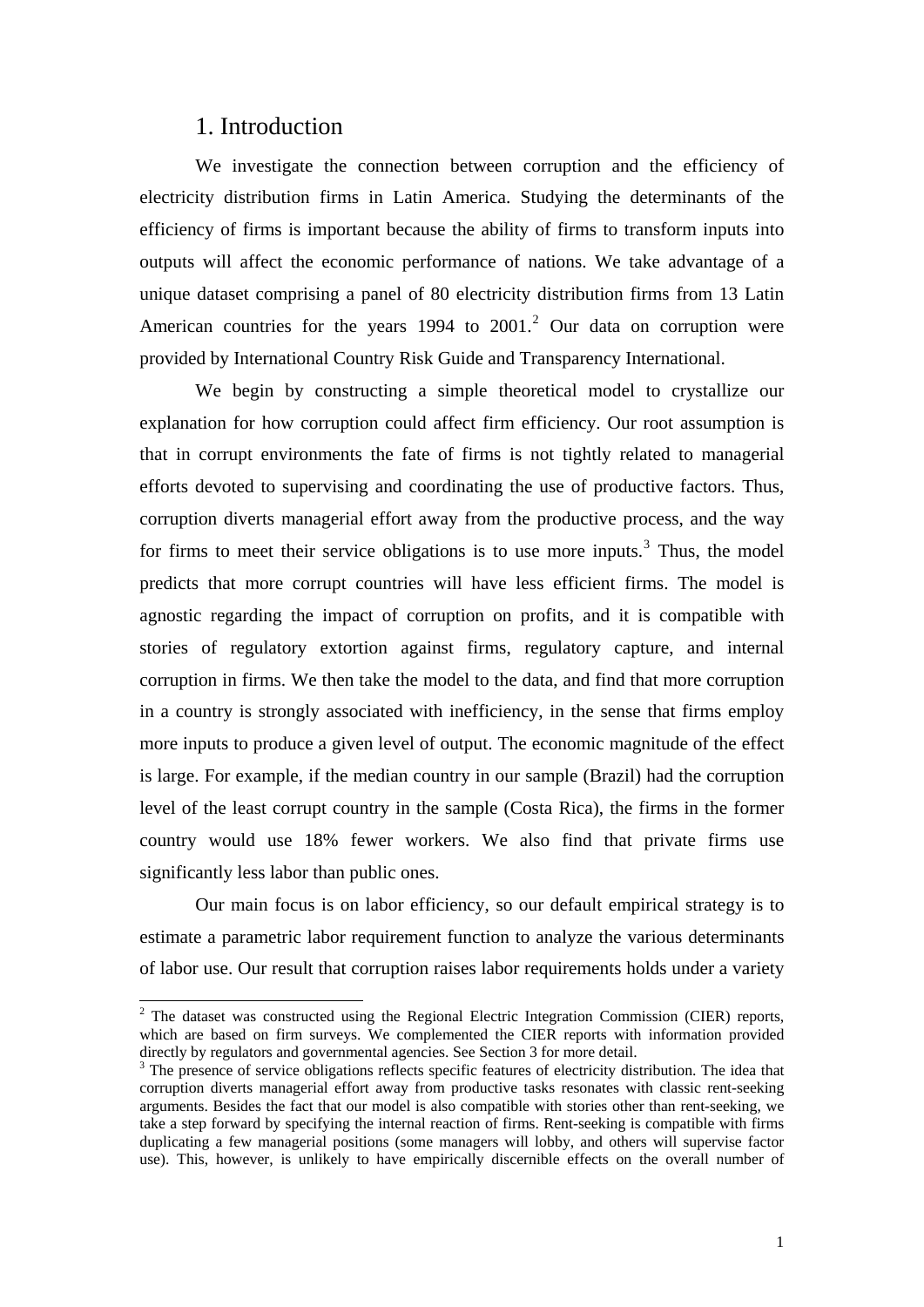## 1. Introduction

We investigate the connection between corruption and the efficiency of electricity distribution firms in Latin America. Studying the determinants of the efficiency of firms is important because the ability of firms to transform inputs into outputs will affect the economic performance of nations. We take advantage of a unique dataset comprising a panel of 80 electricity distribution firms from 13 Latin American countries for the years 1994 to 2001.[2] Our data on corruption were provided by International Country Risk Guide and Transparency International.

We begin by constructing a simple theoretical model to crystallize our explanation for how corruption could affect firm efficiency. Our root assumption is that in corrupt environments the fate of firms is not tightly related to managerial efforts devoted to supervising and coordinating the use of productive factors. Thus, corruption diverts managerial effort away from the productive process, and the way for firms to meet their service obligations is to use more inputs.[3] Thus, the model predicts that more corrupt countries will have less efficient firms. The model is agnostic regarding the impact of corruption on profits, and it is compatible with stories of regulatory extortion against firms, regulatory capture, and internal corruption in firms. We then take the model to the data, and find that more corruption in a country is strongly associated with inefficiency, in the sense that firms employ more inputs to produce a given level of output. The economic magnitude of the effect is large. For example, if the median country in our sample (Brazil) had the corruption level of the least corrupt country in the sample (Costa Rica), the firms in the former country would use 18% fewer workers. We also find that private firms use significantly less labor than public ones.

Our main focus is on labor efficiency, so our default empirical strategy is to estimate a parametric labor requirement function to analyze the various determinants of labor use. Our result that corruption raises labor requirements holds under a variety

---

[2] The dataset was constructed using the Regional Electric Integration Commission (CIER) reports, which are based on firm surveys. We complemented the CIER reports with information provided directly by regulators and governmental agencies. See Section 3 for more detail.

[3] The presence of service obligations reflects specific features of electricity distribution. The idea that corruption diverts managerial effort away from productive tasks resonates with classic rent-seeking arguments. Besides the fact that our model is also compatible with stories other than rent-seeking, we take a step forward by specifying the internal reaction of firms. Rent-seeking is compatible with firms duplicating a few managerial positions (some managers will lobby, and others will supervise factor use). This, however, is unlikely to have empirically discernible effects on the overall number of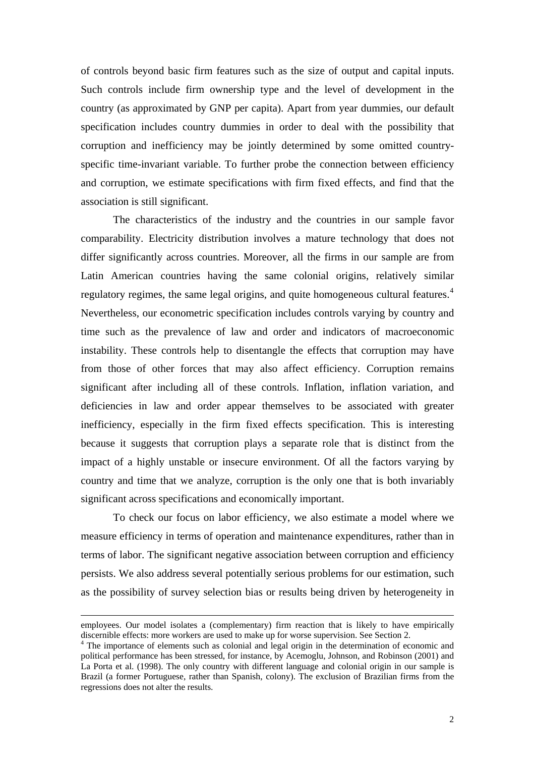of controls beyond basic firm features such as the size of output and capital inputs. Such controls include firm ownership type and the level of development in the country (as approximated by GNP per capita). Apart from year dummies, our default specification includes country dummies in order to deal with the possibility that corruption and inefficiency may be jointly determined by some omitted country-specific time-invariant variable. To further probe the connection between efficiency and corruption, we estimate specifications with firm fixed effects, and find that the association is still significant.

The characteristics of the industry and the countries in our sample favor comparability. Electricity distribution involves a mature technology that does not differ significantly across countries. Moreover, all the firms in our sample are from Latin American countries having the same colonial origins, relatively similar regulatory regimes, the same legal origins, and quite homogeneous cultural features.[4] Nevertheless, our econometric specification includes controls varying by country and time such as the prevalence of law and order and indicators of macroeconomic instability. These controls help to disentangle the effects that corruption may have from those of other forces that may also affect efficiency. Corruption remains significant after including all of these controls. Inflation, inflation variation, and deficiencies in law and order appear themselves to be associated with greater inefficiency, especially in the firm fixed effects specification. This is interesting because it suggests that corruption plays a separate role that is distinct from the impact of a highly unstable or insecure environment. Of all the factors varying by country and time that we analyze, corruption is the only one that is both invariably significant across specifications and economically important.

To check our focus on labor efficiency, we also estimate a model where we measure efficiency in terms of operation and maintenance expenditures, rather than in terms of labor. The significant negative association between corruption and efficiency persists. We also address several potentially serious problems for our estimation, such as the possibility of survey selection bias or results being driven by heterogeneity in

---

employees. Our model isolates a (complementary) firm reaction that is likely to have empirically discernible effects: more workers are used to make up for worse supervision. See Section 2.

[4] The importance of elements such as colonial and legal origin in the determination of economic and political performance has been stressed, for instance, by Acemoglu, Johnson, and Robinson (2001) and La Porta et al. (1998). The only country with different language and colonial origin in our sample is Brazil (a former Portuguese, rather than Spanish, colony). The exclusion of Brazilian firms from the regressions does not alter the results.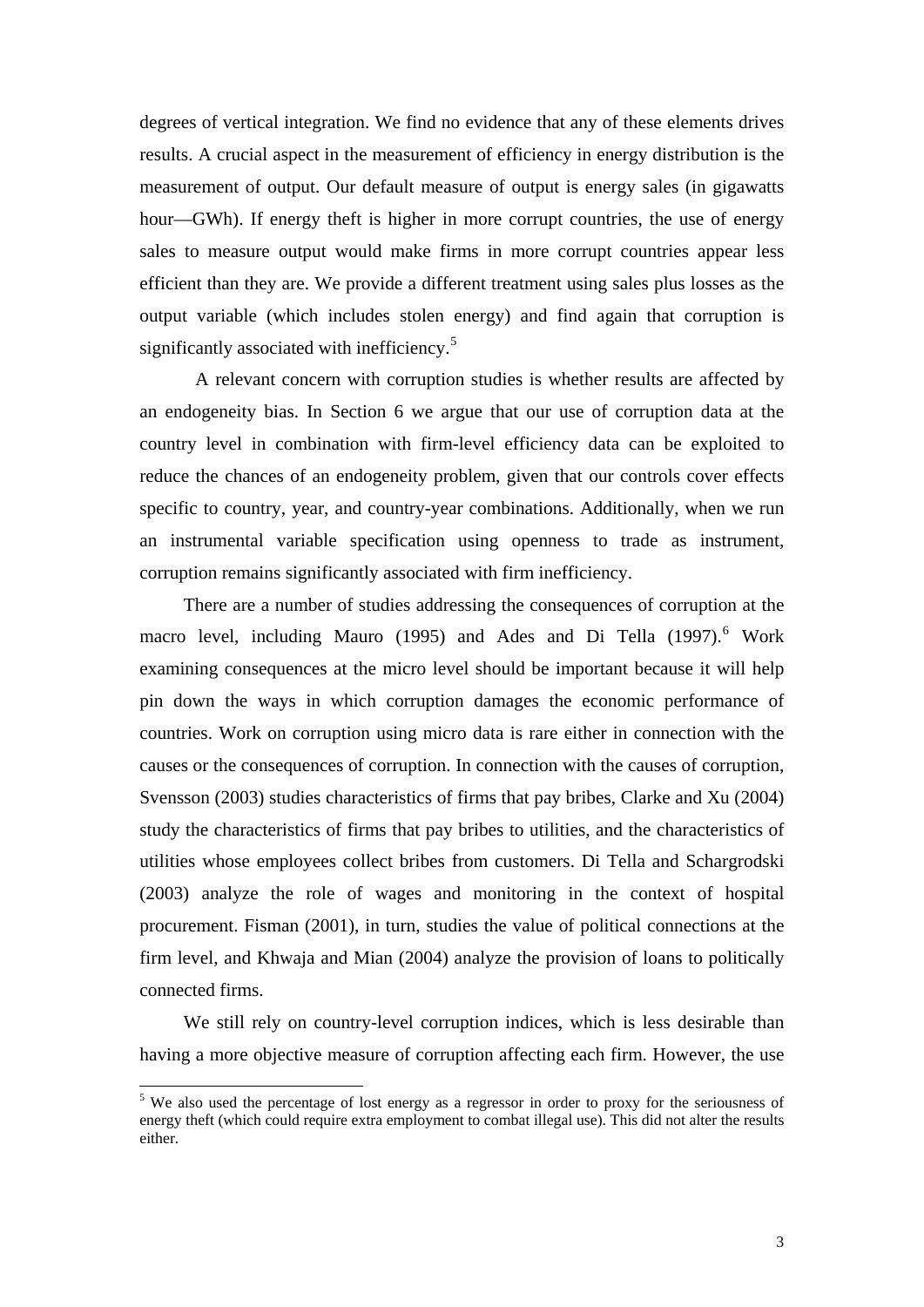degrees of vertical integration. We find no evidence that any of these elements drives results. A crucial aspect in the measurement of efficiency in energy distribution is the measurement of output. Our default measure of output is energy sales (in gigawatts hour—GWh). If energy theft is higher in more corrupt countries, the use of energy sales to measure output would make firms in more corrupt countries appear less efficient than they are. We provide a different treatment using sales plus losses as the output variable (which includes stolen energy) and find again that corruption is significantly associated with inefficiency.[5]

A relevant concern with corruption studies is whether results are affected by an endogeneity bias. In Section 6 we argue that our use of corruption data at the country level in combination with firm-level efficiency data can be exploited to reduce the chances of an endogeneity problem, given that our controls cover effects specific to country, year, and country-year combinations. Additionally, when we run an instrumental variable specification using openness to trade as instrument, corruption remains significantly associated with firm inefficiency.

There are a number of studies addressing the consequences of corruption at the macro level, including Mauro (1995) and Ades and Di Tella (1997).[6] Work examining consequences at the micro level should be important because it will help pin down the ways in which corruption damages the economic performance of countries. Work on corruption using micro data is rare either in connection with the causes or the consequences of corruption. In connection with the causes of corruption, Svensson (2003) studies characteristics of firms that pay bribes, Clarke and Xu (2004) study the characteristics of firms that pay bribes to utilities, and the characteristics of utilities whose employees collect bribes from customers. Di Tella and Schargrodski (2003) analyze the role of wages and monitoring in the context of hospital procurement. Fisman (2001), in turn, studies the value of political connections at the firm level, and Khwaja and Mian (2004) analyze the provision of loans to politically connected firms.

We still rely on country-level corruption indices, which is less desirable than having a more objective measure of corruption affecting each firm. However, the use

[5] We also used the percentage of lost energy as a regressor in order to proxy for the seriousness of energy theft (which could require extra employment to combat illegal use). This did not alter the results either.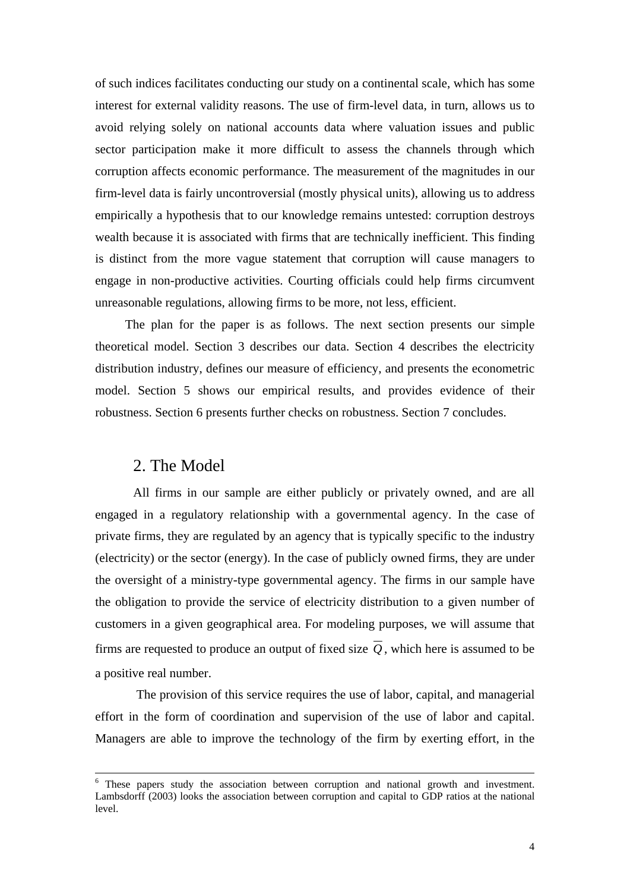of such indices facilitates conducting our study on a continental scale, which has some interest for external validity reasons. The use of firm-level data, in turn, allows us to avoid relying solely on national accounts data where valuation issues and public sector participation make it more difficult to assess the channels through which corruption affects economic performance. The measurement of the magnitudes in our firm-level data is fairly uncontroversial (mostly physical units), allowing us to address empirically a hypothesis that to our knowledge remains untested: corruption destroys wealth because it is associated with firms that are technically inefficient. This finding is distinct from the more vague statement that corruption will cause managers to engage in non-productive activities. Courting officials could help firms circumvent unreasonable regulations, allowing firms to be more, not less, efficient.

The plan for the paper is as follows. The next section presents our simple theoretical model. Section 3 describes our data. Section 4 describes the electricity distribution industry, defines our measure of efficiency, and presents the econometric model. Section 5 shows our empirical results, and provides evidence of their robustness. Section 6 presents further checks on robustness. Section 7 concludes.

## 2. The Model

All firms in our sample are either publicly or privately owned, and are all engaged in a regulatory relationship with a governmental agency. In the case of private firms, they are regulated by an agency that is typically specific to the industry (electricity) or the sector (energy). In the case of publicly owned firms, they are under the oversight of a ministry-type governmental agency. The firms in our sample have the obligation to provide the service of electricity distribution to a given number of customers in a given geographical area. For modeling purposes, we will assume that firms are requested to produce an output of fixed size $\overline{Q}$, which here is assumed to be a positive real number.

The provision of this service requires the use of labor, capital, and managerial effort in the form of coordination and supervision of the use of labor and capital. Managers are able to improve the technology of the firm by exerting effort, in the

[6] These papers study the association between corruption and national growth and investment. Lambsdorff (2003) looks the association between corruption and capital to GDP ratios at the national level.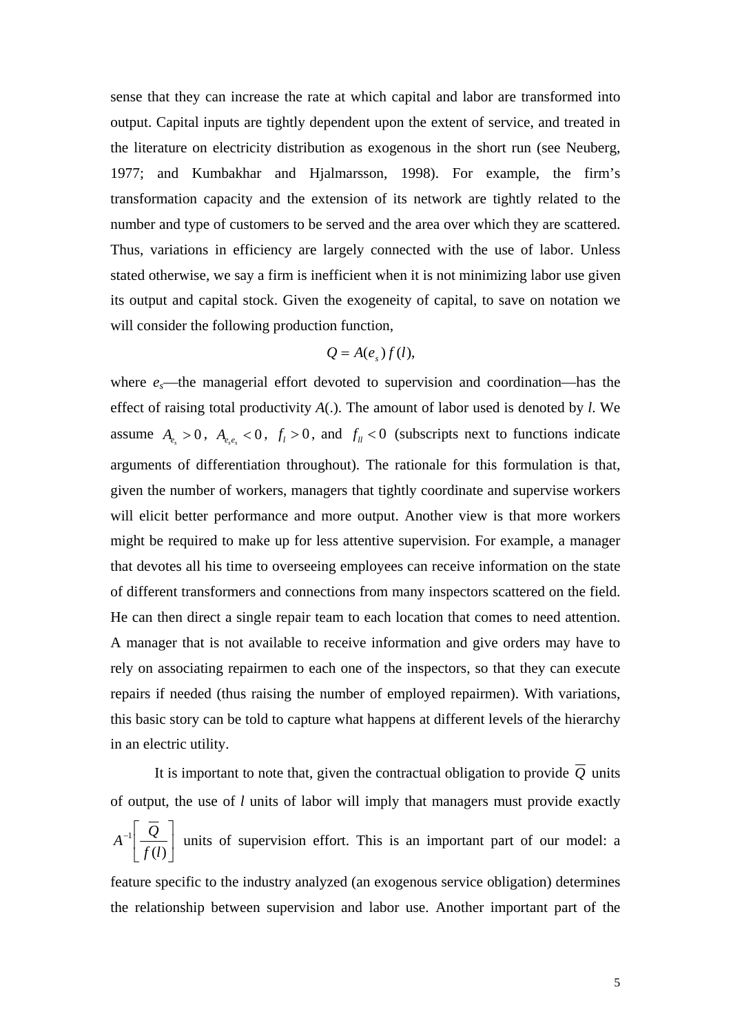sense that they can increase the rate at which capital and labor are transformed into output. Capital inputs are tightly dependent upon the extent of service, and treated in the literature on electricity distribution as exogenous in the short run (see Neuberg, 1977; and Kumbakhar and Hjalmarsson, 1998). For example, the firm's transformation capacity and the extension of its network are tightly related to the number and type of customers to be served and the area over which they are scattered. Thus, variations in efficiency are largely connected with the use of labor. Unless stated otherwise, we say a firm is inefficient when it is not minimizing labor use given its output and capital stock. Given the exogeneity of capital, to save on notation we will consider the following production function,

$$Q = A(e_s)\,f(l),$$

where $e_s$—the managerial effort devoted to supervision and coordination—has the effect of raising total productivity $A(.)$. The amount of labor used is denoted by $l$. We assume $A_{e_s} > 0$, $A_{e_s e_s} < 0$, $f_l > 0$, and $f_{ll} < 0$ (subscripts next to functions indicate arguments of differentiation throughout). The rationale for this formulation is that, given the number of workers, managers that tightly coordinate and supervise workers will elicit better performance and more output. Another view is that more workers might be required to make up for less attentive supervision. For example, a manager that devotes all his time to overseeing employees can receive information on the state of different transformers and connections from many inspectors scattered on the field. He can then direct a single repair team to each location that comes to need attention. A manager that is not available to receive information and give orders may have to rely on associating repairmen to each one of the inspectors, so that they can execute repairs if needed (thus raising the number of employed repairmen). With variations, this basic story can be told to capture what happens at different levels of the hierarchy in an electric utility.

It is important to note that, given the contractual obligation to provide $\overline{Q}$ units of output, the use of $l$ units of labor will imply that managers must provide exactly $A^{-1}\left[\dfrac{\overline{Q}}{f(l)}\right]$ units of supervision effort. This is an important part of our model: a feature specific to the industry analyzed (an exogenous service obligation) determines the relationship between supervision and labor use. Another important part of the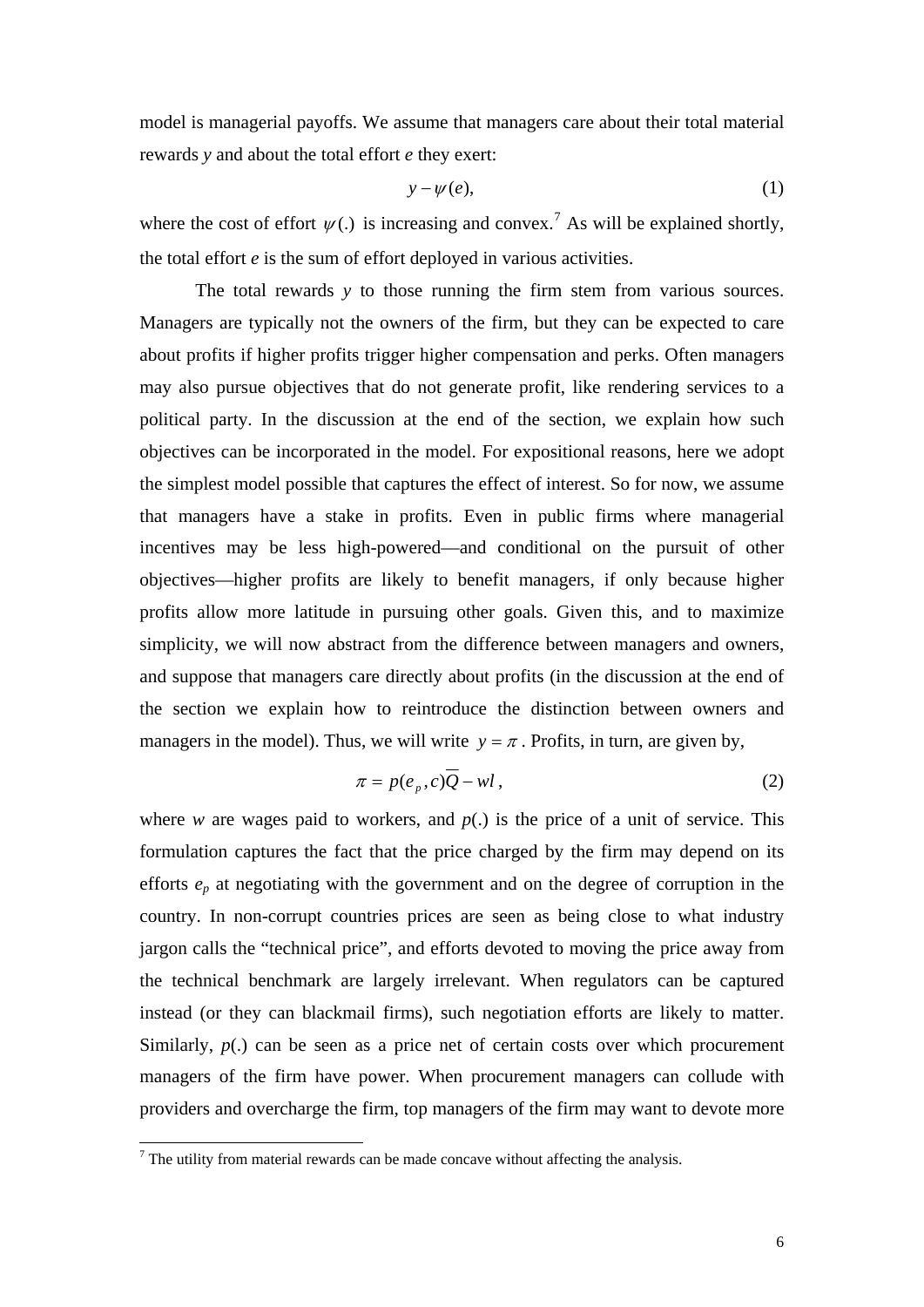model is managerial payoffs. We assume that managers care about their total material rewards $y$ and about the total effort $e$ they exert:

$$y - \psi(e), \tag{1}$$

where the cost of effort $\psi(.)$ is increasing and convex.[7] As will be explained shortly, the total effort $e$ is the sum of effort deployed in various activities.

The total rewards $y$ to those running the firm stem from various sources. Managers are typically not the owners of the firm, but they can be expected to care about profits if higher profits trigger higher compensation and perks. Often managers may also pursue objectives that do not generate profit, like rendering services to a political party. In the discussion at the end of the section, we explain how such objectives can be incorporated in the model. For expositional reasons, here we adopt the simplest model possible that captures the effect of interest. So for now, we assume that managers have a stake in profits. Even in public firms where managerial incentives may be less high-powered—and conditional on the pursuit of other objectives—higher profits are likely to benefit managers, if only because higher profits allow more latitude in pursuing other goals. Given this, and to maximize simplicity, we will now abstract from the difference between managers and owners, and suppose that managers care directly about profits (in the discussion at the end of the section we explain how to reintroduce the distinction between owners and managers in the model). Thus, we will write $y = \pi$. Profits, in turn, are given by,

$$\pi = p(e_p, c)\overline{Q} - wl, \tag{2}$$

where $w$ are wages paid to workers, and $p(.)$ is the price of a unit of service. This formulation captures the fact that the price charged by the firm may depend on its efforts $e_p$ at negotiating with the government and on the degree of corruption in the country. In non-corrupt countries prices are seen as being close to what industry jargon calls the "technical price", and efforts devoted to moving the price away from the technical benchmark are largely irrelevant. When regulators can be captured instead (or they can blackmail firms), such negotiation efforts are likely to matter. Similarly, $p(.)$ can be seen as a price net of certain costs over which procurement managers of the firm have power. When procurement managers can collude with providers and overcharge the firm, top managers of the firm may want to devote more

[7] The utility from material rewards can be made concave without affecting the analysis.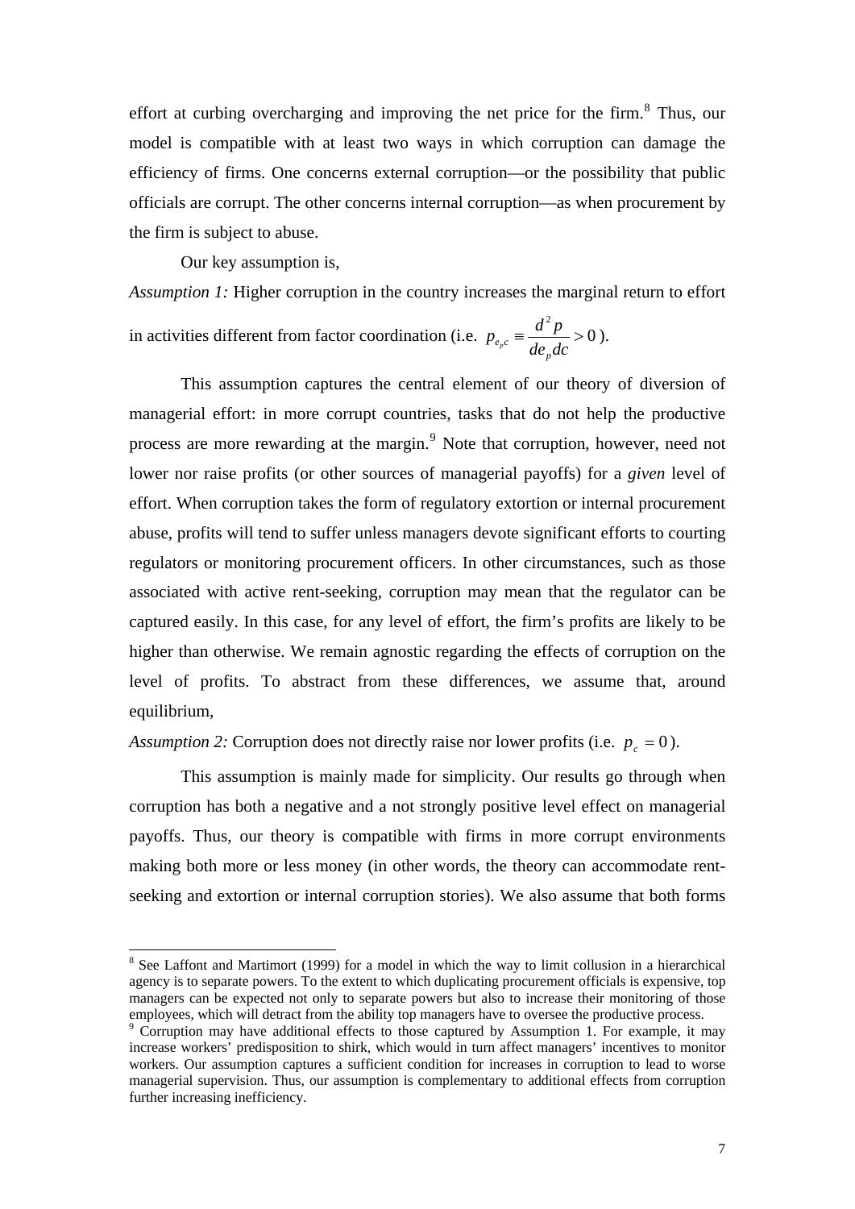effort at curbing overcharging and improving the net price for the firm.[8] Thus, our model is compatible with at least two ways in which corruption can damage the efficiency of firms. One concerns external corruption—or the possibility that public officials are corrupt. The other concerns internal corruption—as when procurement by the firm is subject to abuse.

Our key assumption is,

*Assumption 1:* Higher corruption in the country increases the marginal return to effort in activities different from factor coordination (i.e. $p_{e_p c} \equiv \frac{d^2 p}{de_p dc} > 0$).

This assumption captures the central element of our theory of diversion of managerial effort: in more corrupt countries, tasks that do not help the productive process are more rewarding at the margin.[9] Note that corruption, however, need not lower nor raise profits (or other sources of managerial payoffs) for a *given* level of effort. When corruption takes the form of regulatory extortion or internal procurement abuse, profits will tend to suffer unless managers devote significant efforts to courting regulators or monitoring procurement officers. In other circumstances, such as those associated with active rent-seeking, corruption may mean that the regulator can be captured easily. In this case, for any level of effort, the firm's profits are likely to be higher than otherwise. We remain agnostic regarding the effects of corruption on the level of profits. To abstract from these differences, we assume that, around equilibrium,

*Assumption 2:* Corruption does not directly raise nor lower profits (i.e. $p_c = 0$).

This assumption is mainly made for simplicity. Our results go through when corruption has both a negative and a not strongly positive level effect on managerial payoffs. Thus, our theory is compatible with firms in more corrupt environments making both more or less money (in other words, the theory can accommodate rent-seeking and extortion or internal corruption stories). We also assume that both forms

[8] See Laffont and Martimort (1999) for a model in which the way to limit collusion in a hierarchical agency is to separate powers. To the extent to which duplicating procurement officials is expensive, top managers can be expected not only to separate powers but also to increase their monitoring of those employees, which will detract from the ability top managers have to oversee the productive process.

[9] Corruption may have additional effects to those captured by Assumption 1. For example, it may increase workers' predisposition to shirk, which would in turn affect managers' incentives to monitor workers. Our assumption captures a sufficient condition for increases in corruption to lead to worse managerial supervision. Thus, our assumption is complementary to additional effects from corruption further increasing inefficiency.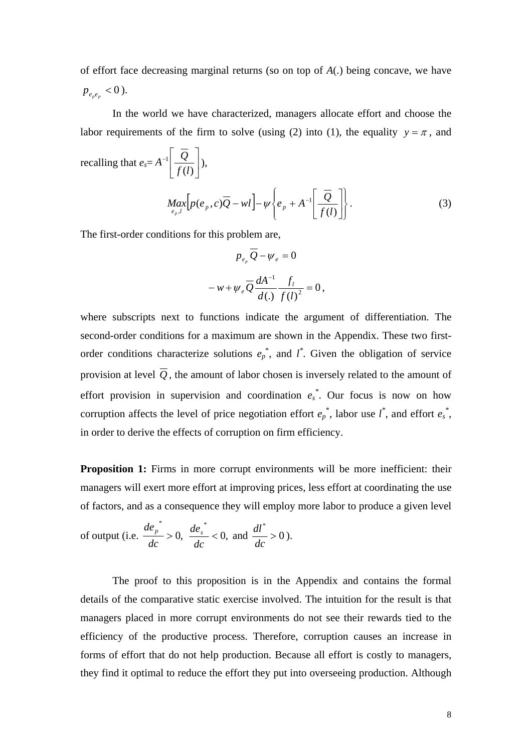of effort face decreasing marginal returns (so on top of *A*(.) being concave, we have $p_{e_pe_p} < 0$).

In the world we have characterized, managers allocate effort and choose the labor requirements of the firm to solve (using (2) into (1), the equality $y = \pi$, and recalling that $e_s = A^{-1}\left[\frac{\overline{Q}}{f(l)}\right]$),

$$\underset{e_p,l}{Max}\left[p(e_p,c)\overline{Q} - wl\right] - \psi\left\{e_p + A^{-1}\left[\frac{\overline{Q}}{f(l)}\right]\right\}. \tag{3}$$

The first-order conditions for this problem are,

$$p_{e_p}\overline{Q} - \psi_e = 0$$

$$-w + \psi_e \overline{Q}\frac{dA^{-1}}{d(.)}\frac{f_l}{f(l)^2} = 0,$$

where subscripts next to functions indicate the argument of differentiation. The second-order conditions for a maximum are shown in the Appendix. These two first-order conditions characterize solutions $e_p^*$, and $l^*$. Given the obligation of service provision at level $\overline{Q}$, the amount of labor chosen is inversely related to the amount of effort provision in supervision and coordination $e_s^*$. Our focus is now on how corruption affects the level of price negotiation effort $e_p^*$, labor use $l^*$, and effort $e_s^*$, in order to derive the effects of corruption on firm efficiency.

**Proposition 1:** Firms in more corrupt environments will be more inefficient: their managers will exert more effort at improving prices, less effort at coordinating the use of factors, and as a consequence they will employ more labor to produce a given level of output (i.e. $\frac{de_p^*}{dc} > 0$, $\frac{de_s^*}{dc} < 0$, and $\frac{dl^*}{dc} > 0$).

The proof to this proposition is in the Appendix and contains the formal details of the comparative static exercise involved. The intuition for the result is that managers placed in more corrupt environments do not see their rewards tied to the efficiency of the productive process. Therefore, corruption causes an increase in forms of effort that do not help production. Because all effort is costly to managers, they find it optimal to reduce the effort they put into overseeing production. Although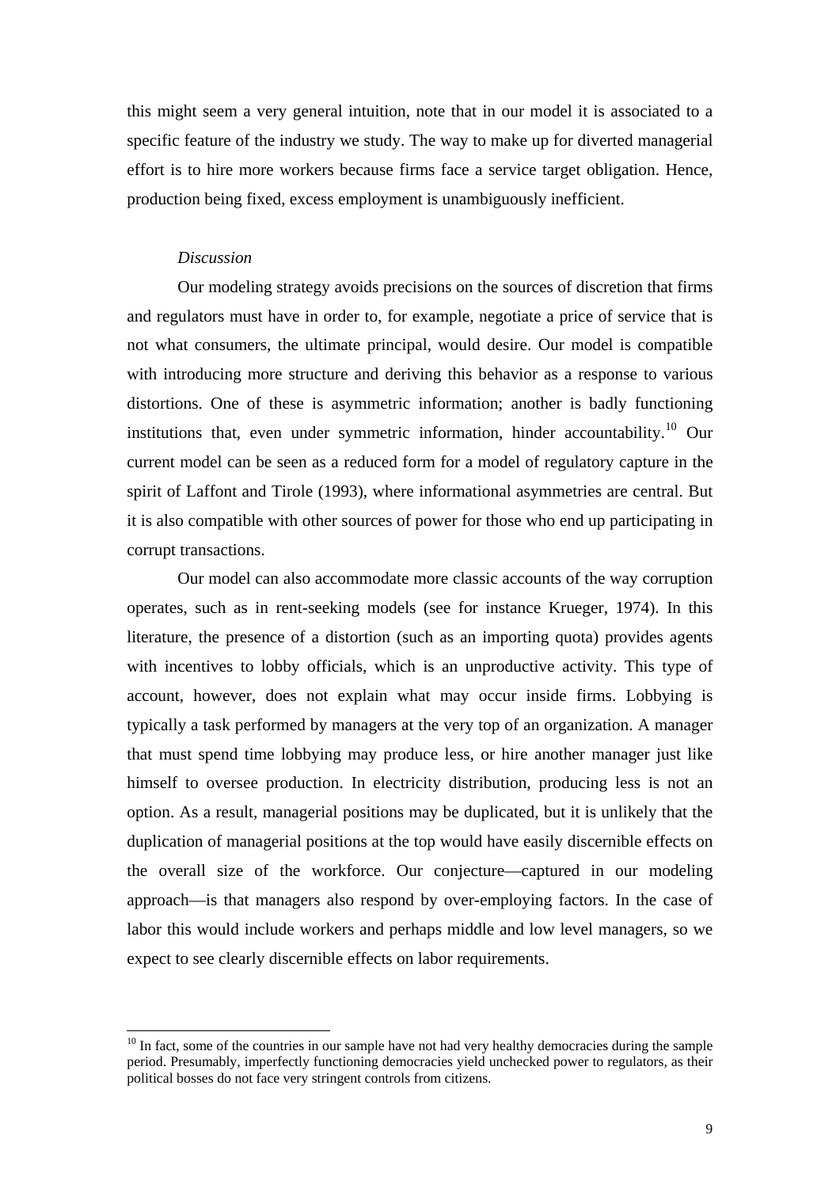this might seem a very general intuition, note that in our model it is associated to a specific feature of the industry we study. The way to make up for diverted managerial effort is to hire more workers because firms face a service target obligation. Hence, production being fixed, excess employment is unambiguously inefficient.

*Discussion*

Our modeling strategy avoids precisions on the sources of discretion that firms and regulators must have in order to, for example, negotiate a price of service that is not what consumers, the ultimate principal, would desire. Our model is compatible with introducing more structure and deriving this behavior as a response to various distortions. One of these is asymmetric information; another is badly functioning institutions that, even under symmetric information, hinder accountability.[10] Our current model can be seen as a reduced form for a model of regulatory capture in the spirit of Laffont and Tirole (1993), where informational asymmetries are central. But it is also compatible with other sources of power for those who end up participating in corrupt transactions.

Our model can also accommodate more classic accounts of the way corruption operates, such as in rent-seeking models (see for instance Krueger, 1974). In this literature, the presence of a distortion (such as an importing quota) provides agents with incentives to lobby officials, which is an unproductive activity. This type of account, however, does not explain what may occur inside firms. Lobbying is typically a task performed by managers at the very top of an organization. A manager that must spend time lobbying may produce less, or hire another manager just like himself to oversee production. In electricity distribution, producing less is not an option. As a result, managerial positions may be duplicated, but it is unlikely that the duplication of managerial positions at the top would have easily discernible effects on the overall size of the workforce. Our conjecture—captured in our modeling approach—is that managers also respond by over-employing factors. In the case of labor this would include workers and perhaps middle and low level managers, so we expect to see clearly discernible effects on labor requirements.

[10] In fact, some of the countries in our sample have not had very healthy democracies during the sample period. Presumably, imperfectly functioning democracies yield unchecked power to regulators, as their political bosses do not face very stringent controls from citizens.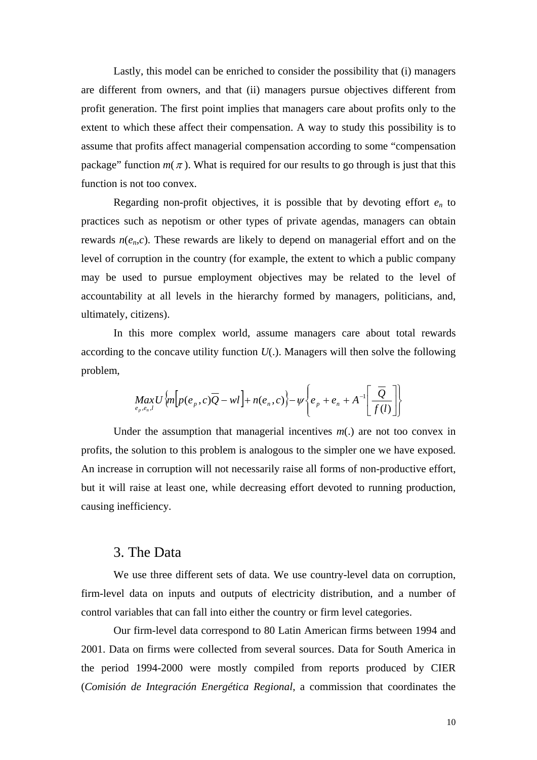Lastly, this model can be enriched to consider the possibility that (i) managers are different from owners, and that (ii) managers pursue objectives different from profit generation. The first point implies that managers care about profits only to the extent to which these affect their compensation. A way to study this possibility is to assume that profits affect managerial compensation according to some "compensation package" function $m(\pi)$. What is required for our results to go through is just that this function is not too convex.

Regarding non-profit objectives, it is possible that by devoting effort $e_n$ to practices such as nepotism or other types of private agendas, managers can obtain rewards $n(e_n,c)$. These rewards are likely to depend on managerial effort and on the level of corruption in the country (for example, the extent to which a public company may be used to pursue employment objectives may be related to the level of accountability at all levels in the hierarchy formed by managers, politicians, and, ultimately, citizens).

In this more complex world, assume managers care about total rewards according to the concave utility function $U(.)$. Managers will then solve the following problem,

$$\underset{e_p,e_n,l}{Max}\, U\left\{m\left[p(e_p,c)\overline{Q}-wl\right]+n(e_n,c)\right\}-\psi\left\{e_p+e_n+A^{-1}\left[\frac{\overline{Q}}{f(l)}\right]\right\}$$

Under the assumption that managerial incentives $m(.)$ are not too convex in profits, the solution to this problem is analogous to the simpler one we have exposed. An increase in corruption will not necessarily raise all forms of non-productive effort, but it will raise at least one, while decreasing effort devoted to running production, causing inefficiency.

## 3. The Data

We use three different sets of data. We use country-level data on corruption, firm-level data on inputs and outputs of electricity distribution, and a number of control variables that can fall into either the country or firm level categories.

Our firm-level data correspond to 80 Latin American firms between 1994 and 2001. Data on firms were collected from several sources. Data for South America in the period 1994-2000 were mostly compiled from reports produced by CIER (*Comisión de Integración Energética Regional*, a commission that coordinates the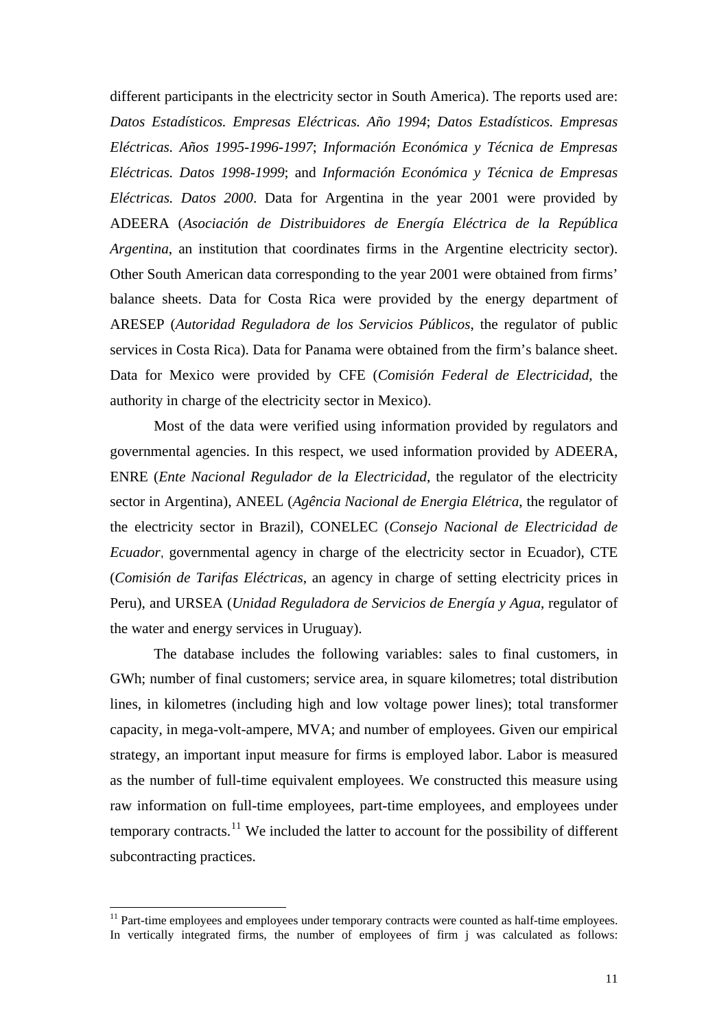different participants in the electricity sector in South America). The reports used are: *Datos Estadísticos. Empresas Eléctricas. Año 1994*; *Datos Estadísticos. Empresas Eléctricas. Años 1995-1996-1997*; *Información Económica y Técnica de Empresas Eléctricas. Datos 1998-1999*; and *Información Económica y Técnica de Empresas Eléctricas. Datos 2000*. Data for Argentina in the year 2001 were provided by ADEERA (*Asociación de Distribuidores de Energía Eléctrica de la República Argentina*, an institution that coordinates firms in the Argentine electricity sector). Other South American data corresponding to the year 2001 were obtained from firms' balance sheets. Data for Costa Rica were provided by the energy department of ARESEP (*Autoridad Reguladora de los Servicios Públicos*, the regulator of public services in Costa Rica). Data for Panama were obtained from the firm's balance sheet. Data for Mexico were provided by CFE (*Comisión Federal de Electricidad*, the authority in charge of the electricity sector in Mexico).

Most of the data were verified using information provided by regulators and governmental agencies. In this respect, we used information provided by ADEERA, ENRE (*Ente Nacional Regulador de la Electricidad*, the regulator of the electricity sector in Argentina), ANEEL (*Agência Nacional de Energia Elétrica*, the regulator of the electricity sector in Brazil), CONELEC (*Consejo Nacional de Electricidad de Ecuador*, governmental agency in charge of the electricity sector in Ecuador), CTE (*Comisión de Tarifas Eléctricas*, an agency in charge of setting electricity prices in Peru), and URSEA (*Unidad Reguladora de Servicios de Energía y Agua*, regulator of the water and energy services in Uruguay).

The database includes the following variables: sales to final customers, in GWh; number of final customers; service area, in square kilometres; total distribution lines, in kilometres (including high and low voltage power lines); total transformer capacity, in mega-volt-ampere, MVA; and number of employees. Given our empirical strategy, an important input measure for firms is employed labor. Labor is measured as the number of full-time equivalent employees. We constructed this measure using raw information on full-time employees, part-time employees, and employees under temporary contracts.[11] We included the latter to account for the possibility of different subcontracting practices.

[11] Part-time employees and employees under temporary contracts were counted as half-time employees. In vertically integrated firms, the number of employees of firm j was calculated as follows: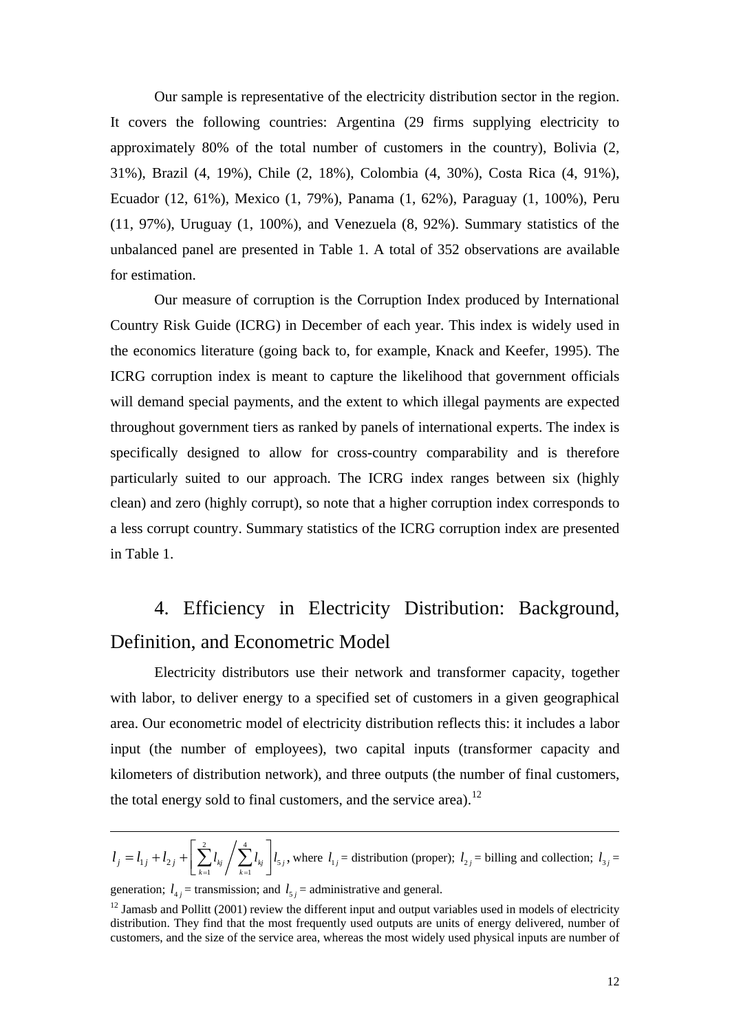Our sample is representative of the electricity distribution sector in the region. It covers the following countries: Argentina (29 firms supplying electricity to approximately 80% of the total number of customers in the country), Bolivia (2, 31%), Brazil (4, 19%), Chile (2, 18%), Colombia (4, 30%), Costa Rica (4, 91%), Ecuador (12, 61%), Mexico (1, 79%), Panama (1, 62%), Paraguay (1, 100%), Peru (11, 97%), Uruguay (1, 100%), and Venezuela (8, 92%). Summary statistics of the unbalanced panel are presented in Table 1. A total of 352 observations are available for estimation.

Our measure of corruption is the Corruption Index produced by International Country Risk Guide (ICRG) in December of each year. This index is widely used in the economics literature (going back to, for example, Knack and Keefer, 1995). The ICRG corruption index is meant to capture the likelihood that government officials will demand special payments, and the extent to which illegal payments are expected throughout government tiers as ranked by panels of international experts. The index is specifically designed to allow for cross-country comparability and is therefore particularly suited to our approach. The ICRG index ranges between six (highly clean) and zero (highly corrupt), so note that a higher corruption index corresponds to a less corrupt country. Summary statistics of the ICRG corruption index are presented in Table 1.

# 4. Efficiency in Electricity Distribution: Background, Definition, and Econometric Model

Electricity distributors use their network and transformer capacity, together with labor, to deliver energy to a specified set of customers in a given geographical area. Our econometric model of electricity distribution reflects this: it includes a labor input (the number of employees), two capital inputs (transformer capacity and kilometers of distribution network), and three outputs (the number of final customers, the total energy sold to final customers, and the service area).[12]

---

$l_j = l_{1j} + l_{2j} + \left[ \sum_{k=1}^{2} l_{kj} \Big/ \sum_{k=1}^{4} l_{kj} \right] l_{5j}$, where $l_{1j}$ = distribution (proper); $l_{2j}$ = billing and collection; $l_{3j}$ = generation; $l_{4j}$ = transmission; and $l_{5j}$ = administrative and general.

[12] Jamasb and Pollitt (2001) review the different input and output variables used in models of electricity distribution. They find that the most frequently used outputs are units of energy delivered, number of customers, and the size of the service area, whereas the most widely used physical inputs are number of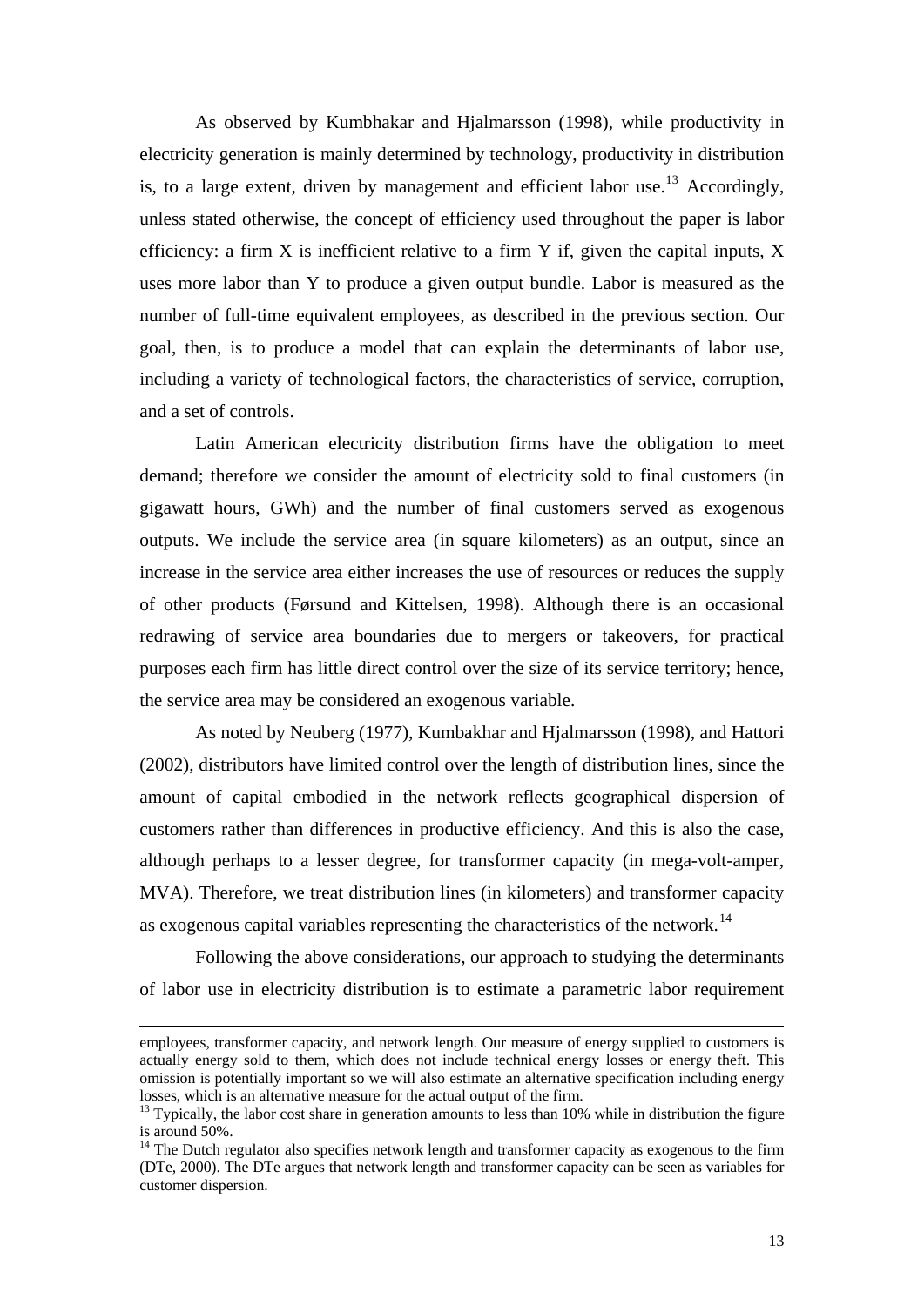As observed by Kumbhakar and Hjalmarsson (1998), while productivity in electricity generation is mainly determined by technology, productivity in distribution is, to a large extent, driven by management and efficient labor use.[13] Accordingly, unless stated otherwise, the concept of efficiency used throughout the paper is labor efficiency: a firm X is inefficient relative to a firm Y if, given the capital inputs, X uses more labor than Y to produce a given output bundle. Labor is measured as the number of full-time equivalent employees, as described in the previous section. Our goal, then, is to produce a model that can explain the determinants of labor use, including a variety of technological factors, the characteristics of service, corruption, and a set of controls.

Latin American electricity distribution firms have the obligation to meet demand; therefore we consider the amount of electricity sold to final customers (in gigawatt hours, GWh) and the number of final customers served as exogenous outputs. We include the service area (in square kilometers) as an output, since an increase in the service area either increases the use of resources or reduces the supply of other products (Førsund and Kittelsen, 1998). Although there is an occasional redrawing of service area boundaries due to mergers or takeovers, for practical purposes each firm has little direct control over the size of its service territory; hence, the service area may be considered an exogenous variable.

As noted by Neuberg (1977), Kumbakhar and Hjalmarsson (1998), and Hattori (2002), distributors have limited control over the length of distribution lines, since the amount of capital embodied in the network reflects geographical dispersion of customers rather than differences in productive efficiency. And this is also the case, although perhaps to a lesser degree, for transformer capacity (in mega-volt-amper, MVA). Therefore, we treat distribution lines (in kilometers) and transformer capacity as exogenous capital variables representing the characteristics of the network.[14]

Following the above considerations, our approach to studying the determinants of labor use in electricity distribution is to estimate a parametric labor requirement

---

employees, transformer capacity, and network length. Our measure of energy supplied to customers is actually energy sold to them, which does not include technical energy losses or energy theft. This omission is potentially important so we will also estimate an alternative specification including energy losses, which is an alternative measure for the actual output of the firm.

[13] Typically, the labor cost share in generation amounts to less than 10% while in distribution the figure is around 50%.

[14] The Dutch regulator also specifies network length and transformer capacity as exogenous to the firm (DTe, 2000). The DTe argues that network length and transformer capacity can be seen as variables for customer dispersion.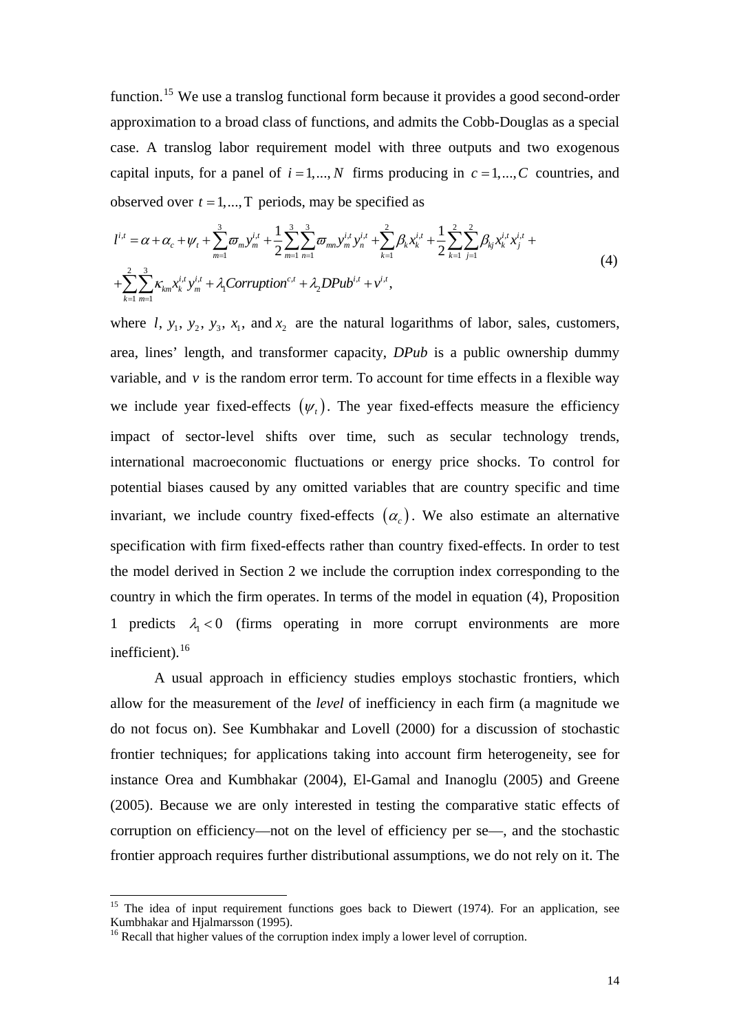function.[15] We use a translog functional form because it provides a good second-order approximation to a broad class of functions, and admits the Cobb-Douglas as a special case. A translog labor requirement model with three outputs and two exogenous capital inputs, for a panel of $i = 1,...,N$ firms producing in $c = 1,...,C$ countries, and observed over $t = 1,...,T$ periods, may be specified as

$$
\begin{aligned}
l^{i,t} &= \alpha + \alpha_c + \psi_t + \sum_{m=1}^{3} \varpi_m y_m^{i,t} + \frac{1}{2}\sum_{m=1}^{3}\sum_{n=1}^{3} \varpi_{mn} y_m^{i,t} y_n^{i,t} + \sum_{k=1}^{2} \beta_k x_k^{i,t} + \frac{1}{2}\sum_{k=1}^{2}\sum_{j=1}^{2} \beta_{kj} x_k^{i,t} x_j^{i,t} + \\
&+ \sum_{k=1}^{2}\sum_{m=1}^{3} \kappa_{km} x_k^{i,t} y_m^{i,t} + \lambda_1 Corruption^{c,t} + \lambda_2 DPub^{i,t} + v^{i,t},
\end{aligned}
\tag{4}
$$

where $l$, $y_1$, $y_2$, $y_3$, $x_1$, and $x_2$ are the natural logarithms of labor, sales, customers, area, lines' length, and transformer capacity, *DPub* is a public ownership dummy variable, and $v$ is the random error term. To account for time effects in a flexible way we include year fixed-effects $(\psi_t)$. The year fixed-effects measure the efficiency impact of sector-level shifts over time, such as secular technology trends, international macroeconomic fluctuations or energy price shocks. To control for potential biases caused by any omitted variables that are country specific and time invariant, we include country fixed-effects $(\alpha_c)$. We also estimate an alternative specification with firm fixed-effects rather than country fixed-effects. In order to test the model derived in Section 2 we include the corruption index corresponding to the country in which the firm operates. In terms of the model in equation (4), Proposition 1 predicts $\lambda_1 < 0$ (firms operating in more corrupt environments are more inefficient).[16]

A usual approach in efficiency studies employs stochastic frontiers, which allow for the measurement of the *level* of inefficiency in each firm (a magnitude we do not focus on). See Kumbhakar and Lovell (2000) for a discussion of stochastic frontier techniques; for applications taking into account firm heterogeneity, see for instance Orea and Kumbhakar (2004), El-Gamal and Inanoglu (2005) and Greene (2005). Because we are only interested in testing the comparative static effects of corruption on efficiency—not on the level of efficiency per se—, and the stochastic frontier approach requires further distributional assumptions, we do not rely on it. The

[15] The idea of input requirement functions goes back to Diewert (1974). For an application, see Kumbhakar and Hjalmarsson (1995).

[16] Recall that higher values of the corruption index imply a lower level of corruption.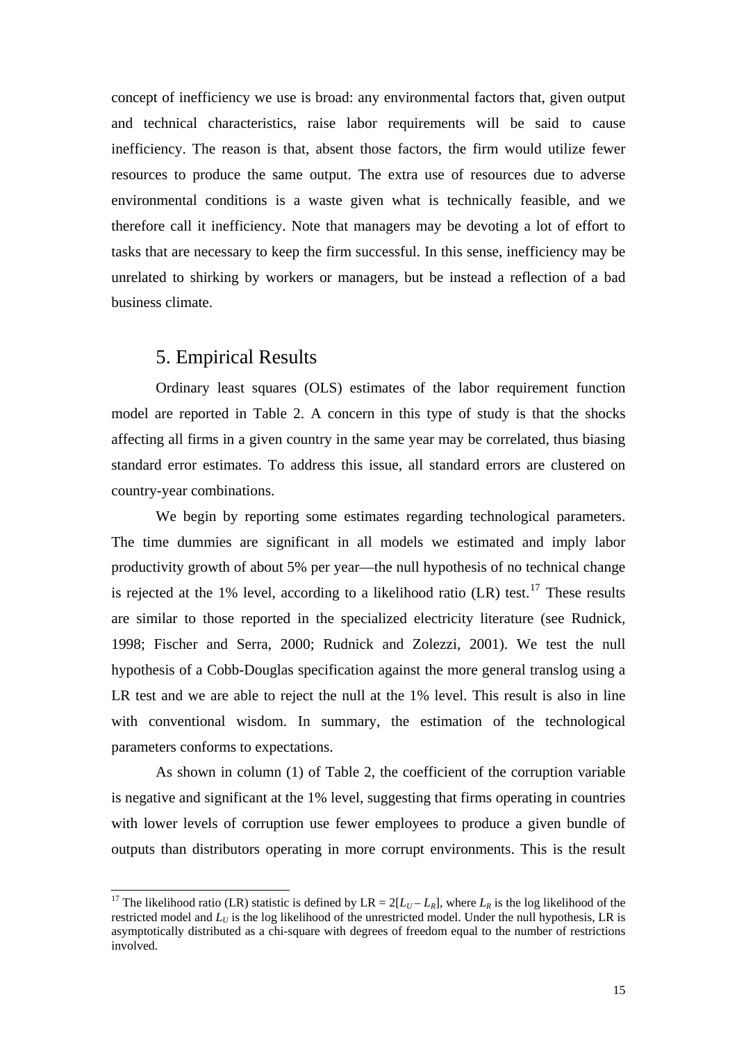concept of inefficiency we use is broad: any environmental factors that, given output and technical characteristics, raise labor requirements will be said to cause inefficiency. The reason is that, absent those factors, the firm would utilize fewer resources to produce the same output. The extra use of resources due to adverse environmental conditions is a waste given what is technically feasible, and we therefore call it inefficiency. Note that managers may be devoting a lot of effort to tasks that are necessary to keep the firm successful. In this sense, inefficiency may be unrelated to shirking by workers or managers, but be instead a reflection of a bad business climate.

## 5. Empirical Results

Ordinary least squares (OLS) estimates of the labor requirement function model are reported in Table 2. A concern in this type of study is that the shocks affecting all firms in a given country in the same year may be correlated, thus biasing standard error estimates. To address this issue, all standard errors are clustered on country-year combinations.

We begin by reporting some estimates regarding technological parameters. The time dummies are significant in all models we estimated and imply labor productivity growth of about 5% per year—the null hypothesis of no technical change is rejected at the 1% level, according to a likelihood ratio (LR) test.[17] These results are similar to those reported in the specialized electricity literature (see Rudnick, 1998; Fischer and Serra, 2000; Rudnick and Zolezzi, 2001). We test the null hypothesis of a Cobb-Douglas specification against the more general translog using a LR test and we are able to reject the null at the 1% level. This result is also in line with conventional wisdom. In summary, the estimation of the technological parameters conforms to expectations.

As shown in column (1) of Table 2, the coefficient of the corruption variable is negative and significant at the 1% level, suggesting that firms operating in countries with lower levels of corruption use fewer employees to produce a given bundle of outputs than distributors operating in more corrupt environments. This is the result

[17] The likelihood ratio (LR) statistic is defined by LR = $2[L_U - L_R]$, where $L_R$ is the log likelihood of the restricted model and $L_U$ is the log likelihood of the unrestricted model. Under the null hypothesis, LR is asymptotically distributed as a chi-square with degrees of freedom equal to the number of restrictions involved.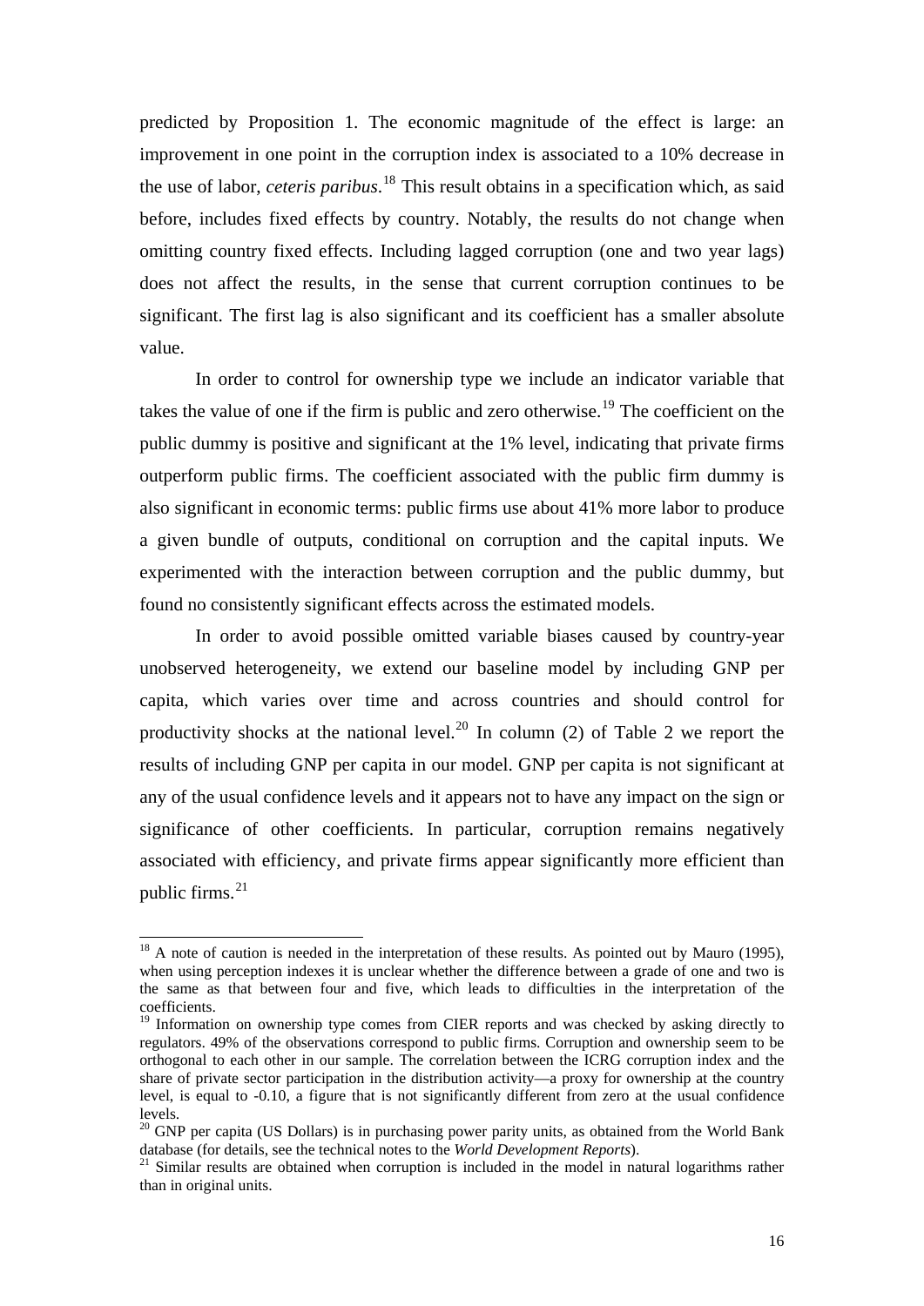predicted by Proposition 1. The economic magnitude of the effect is large: an improvement in one point in the corruption index is associated to a 10% decrease in the use of labor, *ceteris paribus*.[18] This result obtains in a specification which, as said before, includes fixed effects by country. Notably, the results do not change when omitting country fixed effects. Including lagged corruption (one and two year lags) does not affect the results, in the sense that current corruption continues to be significant. The first lag is also significant and its coefficient has a smaller absolute value.

In order to control for ownership type we include an indicator variable that takes the value of one if the firm is public and zero otherwise.[19] The coefficient on the public dummy is positive and significant at the 1% level, indicating that private firms outperform public firms. The coefficient associated with the public firm dummy is also significant in economic terms: public firms use about 41% more labor to produce a given bundle of outputs, conditional on corruption and the capital inputs. We experimented with the interaction between corruption and the public dummy, but found no consistently significant effects across the estimated models.

In order to avoid possible omitted variable biases caused by country-year unobserved heterogeneity, we extend our baseline model by including GNP per capita, which varies over time and across countries and should control for productivity shocks at the national level.[20] In column (2) of Table 2 we report the results of including GNP per capita in our model. GNP per capita is not significant at any of the usual confidence levels and it appears not to have any impact on the sign or significance of other coefficients. In particular, corruption remains negatively associated with efficiency, and private firms appear significantly more efficient than public firms.[21]

---

[18] A note of caution is needed in the interpretation of these results. As pointed out by Mauro (1995), when using perception indexes it is unclear whether the difference between a grade of one and two is the same as that between four and five, which leads to difficulties in the interpretation of the coefficients.

[19] Information on ownership type comes from CIER reports and was checked by asking directly to regulators. 49% of the observations correspond to public firms. Corruption and ownership seem to be orthogonal to each other in our sample. The correlation between the ICRG corruption index and the share of private sector participation in the distribution activity—a proxy for ownership at the country level, is equal to -0.10, a figure that is not significantly different from zero at the usual confidence levels.

[20] GNP per capita (US Dollars) is in purchasing power parity units, as obtained from the World Bank database (for details, see the technical notes to the *World Development Reports*).

[21] Similar results are obtained when corruption is included in the model in natural logarithms rather than in original units.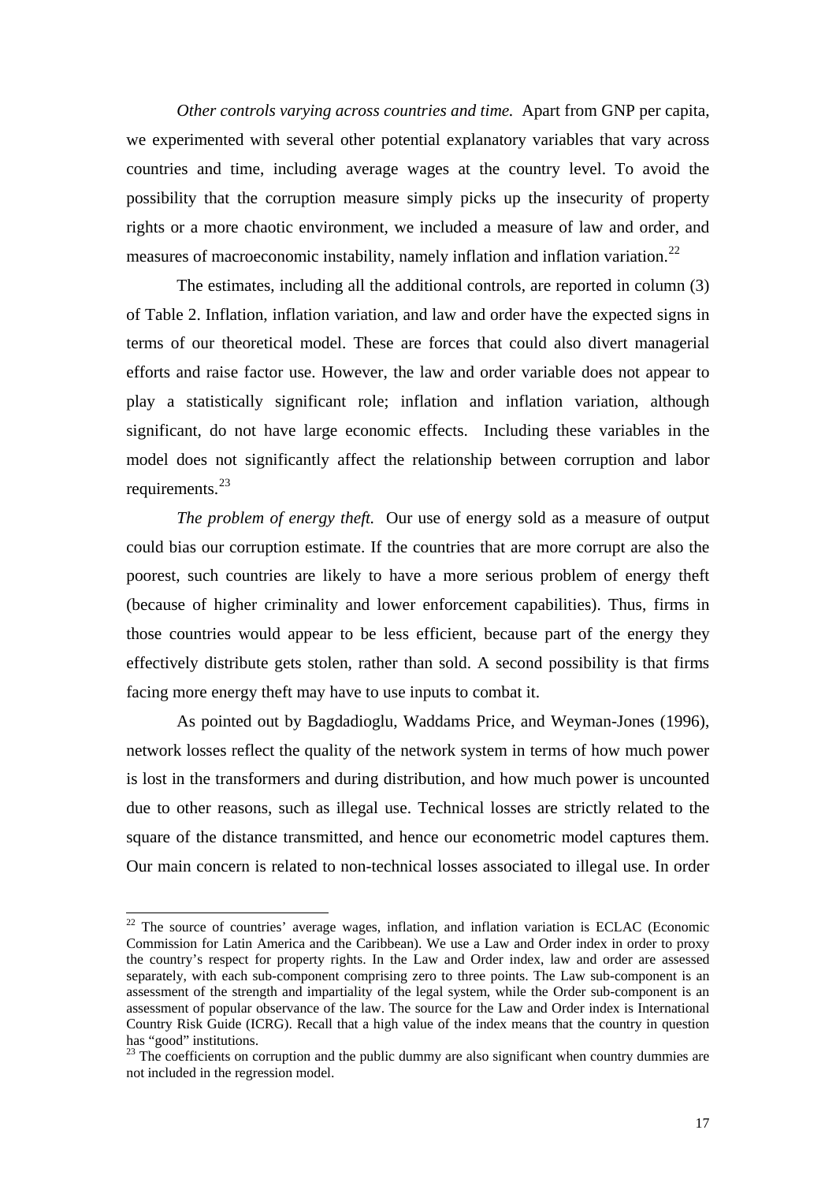*Other controls varying across countries and time.* Apart from GNP per capita, we experimented with several other potential explanatory variables that vary across countries and time, including average wages at the country level. To avoid the possibility that the corruption measure simply picks up the insecurity of property rights or a more chaotic environment, we included a measure of law and order, and measures of macroeconomic instability, namely inflation and inflation variation.[22]

The estimates, including all the additional controls, are reported in column (3) of Table 2. Inflation, inflation variation, and law and order have the expected signs in terms of our theoretical model. These are forces that could also divert managerial efforts and raise factor use. However, the law and order variable does not appear to play a statistically significant role; inflation and inflation variation, although significant, do not have large economic effects. Including these variables in the model does not significantly affect the relationship between corruption and labor requirements.[23]

*The problem of energy theft.* Our use of energy sold as a measure of output could bias our corruption estimate. If the countries that are more corrupt are also the poorest, such countries are likely to have a more serious problem of energy theft (because of higher criminality and lower enforcement capabilities). Thus, firms in those countries would appear to be less efficient, because part of the energy they effectively distribute gets stolen, rather than sold. A second possibility is that firms facing more energy theft may have to use inputs to combat it.

As pointed out by Bagdadioglu, Waddams Price, and Weyman-Jones (1996), network losses reflect the quality of the network system in terms of how much power is lost in the transformers and during distribution, and how much power is uncounted due to other reasons, such as illegal use. Technical losses are strictly related to the square of the distance transmitted, and hence our econometric model captures them. Our main concern is related to non-technical losses associated to illegal use. In order

---

[22] The source of countries' average wages, inflation, and inflation variation is ECLAC (Economic Commission for Latin America and the Caribbean). We use a Law and Order index in order to proxy the country's respect for property rights. In the Law and Order index, law and order are assessed separately, with each sub-component comprising zero to three points. The Law sub-component is an assessment of the strength and impartiality of the legal system, while the Order sub-component is an assessment of popular observance of the law. The source for the Law and Order index is International Country Risk Guide (ICRG). Recall that a high value of the index means that the country in question has "good" institutions.

[23] The coefficients on corruption and the public dummy are also significant when country dummies are not included in the regression model.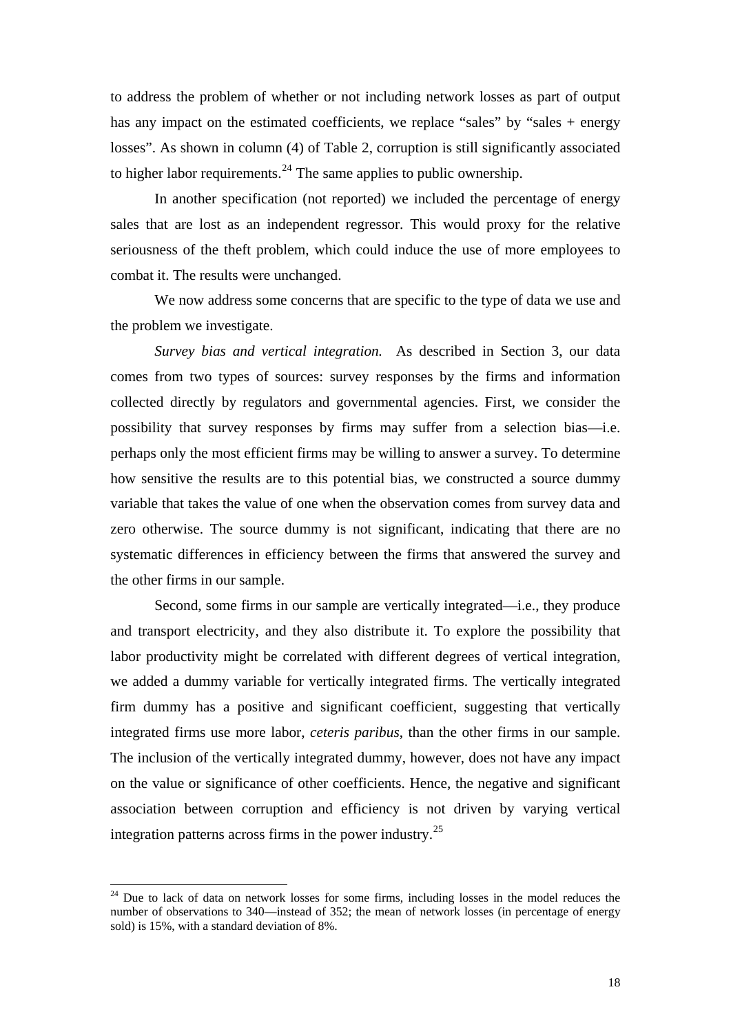to address the problem of whether or not including network losses as part of output has any impact on the estimated coefficients, we replace "sales" by "sales + energy losses". As shown in column (4) of Table 2, corruption is still significantly associated to higher labor requirements.[24] The same applies to public ownership.

In another specification (not reported) we included the percentage of energy sales that are lost as an independent regressor. This would proxy for the relative seriousness of the theft problem, which could induce the use of more employees to combat it. The results were unchanged.

We now address some concerns that are specific to the type of data we use and the problem we investigate.

*Survey bias and vertical integration.* As described in Section 3, our data comes from two types of sources: survey responses by the firms and information collected directly by regulators and governmental agencies. First, we consider the possibility that survey responses by firms may suffer from a selection bias—i.e. perhaps only the most efficient firms may be willing to answer a survey. To determine how sensitive the results are to this potential bias, we constructed a source dummy variable that takes the value of one when the observation comes from survey data and zero otherwise. The source dummy is not significant, indicating that there are no systematic differences in efficiency between the firms that answered the survey and the other firms in our sample.

Second, some firms in our sample are vertically integrated—i.e., they produce and transport electricity, and they also distribute it. To explore the possibility that labor productivity might be correlated with different degrees of vertical integration, we added a dummy variable for vertically integrated firms. The vertically integrated firm dummy has a positive and significant coefficient, suggesting that vertically integrated firms use more labor, *ceteris paribus*, than the other firms in our sample. The inclusion of the vertically integrated dummy, however, does not have any impact on the value or significance of other coefficients. Hence, the negative and significant association between corruption and efficiency is not driven by varying vertical integration patterns across firms in the power industry.[25]

---

[24] Due to lack of data on network losses for some firms, including losses in the model reduces the number of observations to 340—instead of 352; the mean of network losses (in percentage of energy sold) is 15%, with a standard deviation of 8%.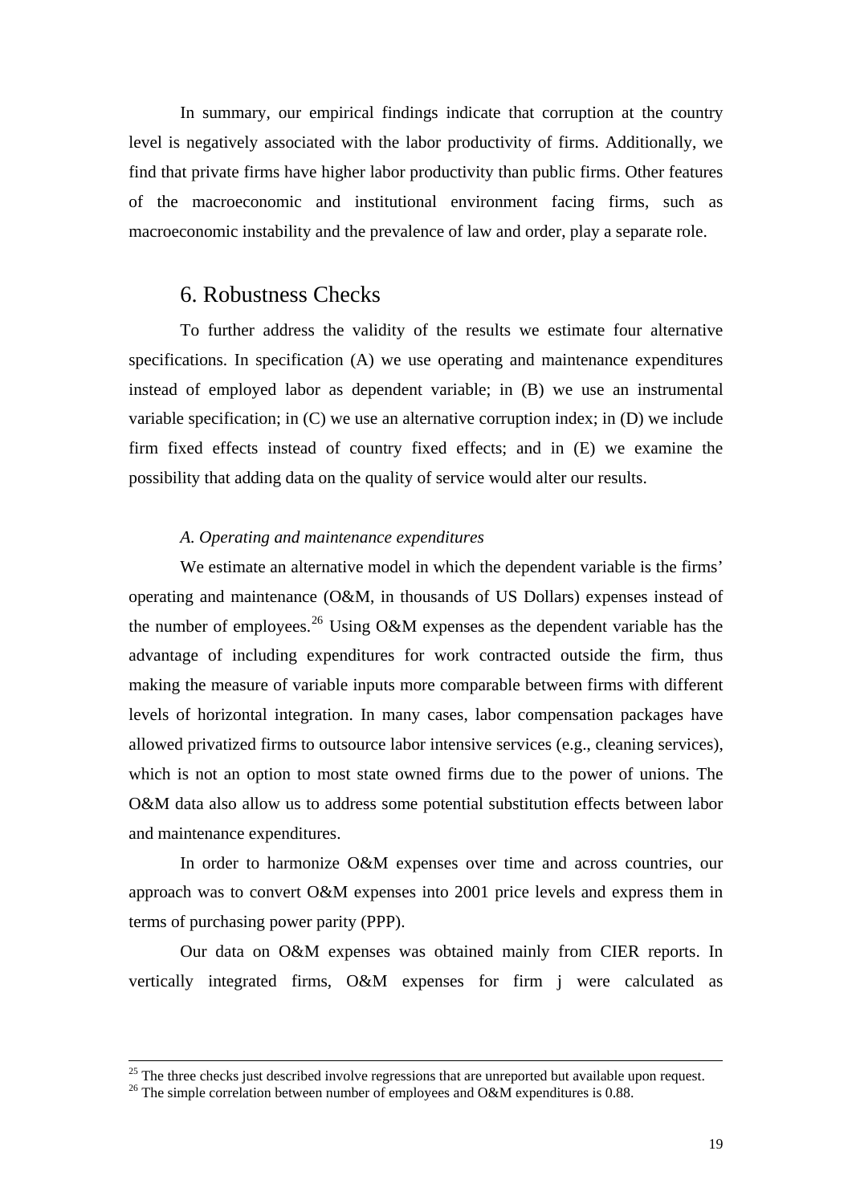In summary, our empirical findings indicate that corruption at the country level is negatively associated with the labor productivity of firms. Additionally, we find that private firms have higher labor productivity than public firms. Other features of the macroeconomic and institutional environment facing firms, such as macroeconomic instability and the prevalence of law and order, play a separate role.

## 6. Robustness Checks

To further address the validity of the results we estimate four alternative specifications. In specification (A) we use operating and maintenance expenditures instead of employed labor as dependent variable; in (B) we use an instrumental variable specification; in (C) we use an alternative corruption index; in (D) we include firm fixed effects instead of country fixed effects; and in (E) we examine the possibility that adding data on the quality of service would alter our results.

### *A. Operating and maintenance expenditures*

We estimate an alternative model in which the dependent variable is the firms' operating and maintenance (O&M, in thousands of US Dollars) expenses instead of the number of employees.[26] Using O&M expenses as the dependent variable has the advantage of including expenditures for work contracted outside the firm, thus making the measure of variable inputs more comparable between firms with different levels of horizontal integration. In many cases, labor compensation packages have allowed privatized firms to outsource labor intensive services (e.g., cleaning services), which is not an option to most state owned firms due to the power of unions. The O&M data also allow us to address some potential substitution effects between labor and maintenance expenditures.

In order to harmonize O&M expenses over time and across countries, our approach was to convert O&M expenses into 2001 price levels and express them in terms of purchasing power parity (PPP).

Our data on O&M expenses was obtained mainly from CIER reports. In vertically integrated firms, O&M expenses for firm j were calculated as

---

[25] The three checks just described involve regressions that are unreported but available upon request.

[26] The simple correlation between number of employees and O&M expenditures is 0.88.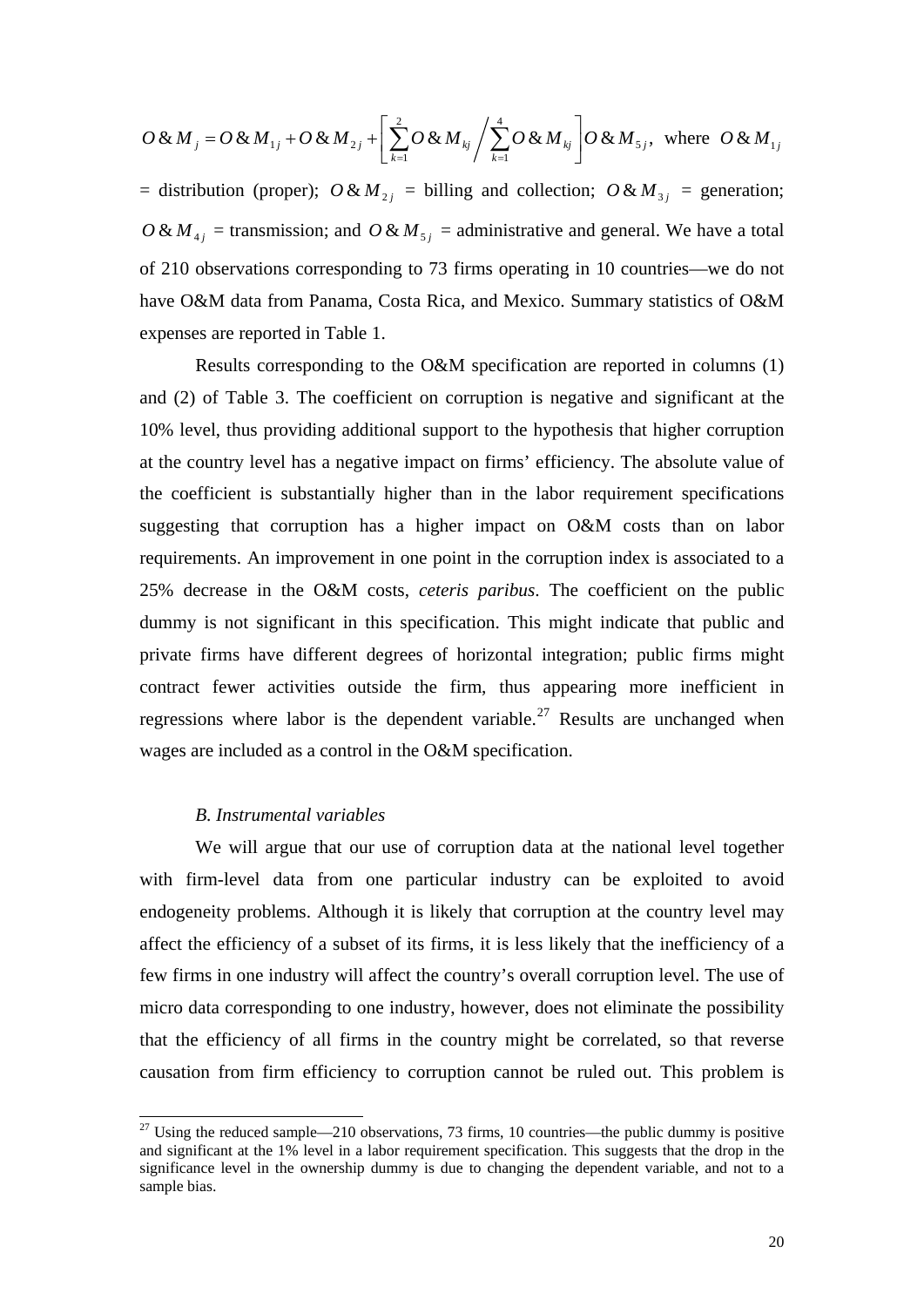$$O\&M_j = O\&M_{1j} + O\&M_{2j} + \left[ \sum_{k=1}^{2} O\&M_{kj} \Bigg/ \sum_{k=1}^{4} O\&M_{kj} \right] O\&M_{5j}, \text{ where } O\&M_{1j}$$

= distribution (proper); $O\&M_{2j}$ = billing and collection; $O\&M_{3j}$ = generation; $O\&M_{4j}$ = transmission; and $O\&M_{5j}$ = administrative and general. We have a total of 210 observations corresponding to 73 firms operating in 10 countries—we do not have O&M data from Panama, Costa Rica, and Mexico. Summary statistics of O&M expenses are reported in Table 1.

Results corresponding to the O&M specification are reported in columns (1) and (2) of Table 3. The coefficient on corruption is negative and significant at the 10% level, thus providing additional support to the hypothesis that higher corruption at the country level has a negative impact on firms' efficiency. The absolute value of the coefficient is substantially higher than in the labor requirement specifications suggesting that corruption has a higher impact on O&M costs than on labor requirements. An improvement in one point in the corruption index is associated to a 25% decrease in the O&M costs, *ceteris paribus*. The coefficient on the public dummy is not significant in this specification. This might indicate that public and private firms have different degrees of horizontal integration; public firms might contract fewer activities outside the firm, thus appearing more inefficient in regressions where labor is the dependent variable.[27] Results are unchanged when wages are included as a control in the O&M specification.

### *B. Instrumental variables*

We will argue that our use of corruption data at the national level together with firm-level data from one particular industry can be exploited to avoid endogeneity problems. Although it is likely that corruption at the country level may affect the efficiency of a subset of its firms, it is less likely that the inefficiency of a few firms in one industry will affect the country's overall corruption level. The use of micro data corresponding to one industry, however, does not eliminate the possibility that the efficiency of all firms in the country might be correlated, so that reverse causation from firm efficiency to corruption cannot be ruled out. This problem is

[27] Using the reduced sample—210 observations, 73 firms, 10 countries—the public dummy is positive and significant at the 1% level in a labor requirement specification. This suggests that the drop in the significance level in the ownership dummy is due to changing the dependent variable, and not to a sample bias.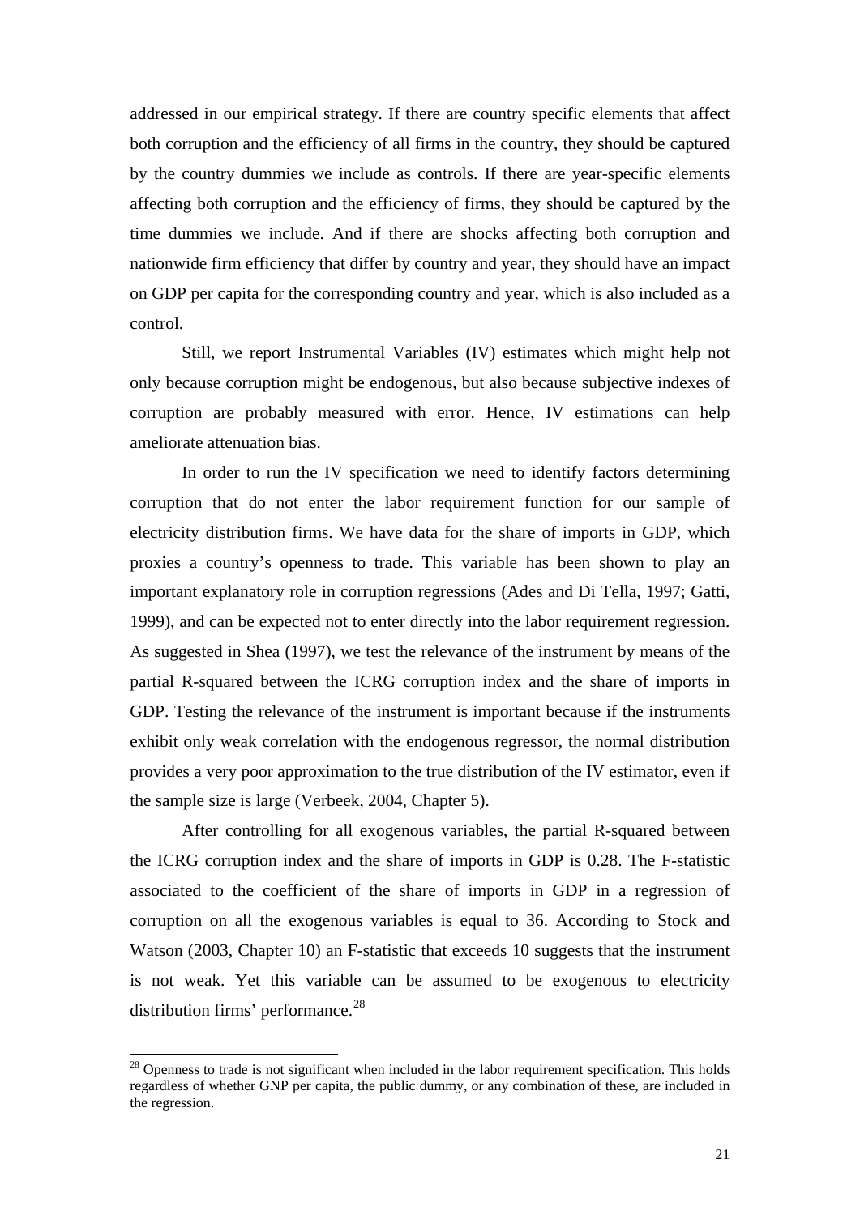addressed in our empirical strategy. If there are country specific elements that affect both corruption and the efficiency of all firms in the country, they should be captured by the country dummies we include as controls. If there are year-specific elements affecting both corruption and the efficiency of firms, they should be captured by the time dummies we include. And if there are shocks affecting both corruption and nationwide firm efficiency that differ by country and year, they should have an impact on GDP per capita for the corresponding country and year, which is also included as a control.

Still, we report Instrumental Variables (IV) estimates which might help not only because corruption might be endogenous, but also because subjective indexes of corruption are probably measured with error. Hence, IV estimations can help ameliorate attenuation bias.

In order to run the IV specification we need to identify factors determining corruption that do not enter the labor requirement function for our sample of electricity distribution firms. We have data for the share of imports in GDP, which proxies a country's openness to trade. This variable has been shown to play an important explanatory role in corruption regressions (Ades and Di Tella, 1997; Gatti, 1999), and can be expected not to enter directly into the labor requirement regression. As suggested in Shea (1997), we test the relevance of the instrument by means of the partial R-squared between the ICRG corruption index and the share of imports in GDP. Testing the relevance of the instrument is important because if the instruments exhibit only weak correlation with the endogenous regressor, the normal distribution provides a very poor approximation to the true distribution of the IV estimator, even if the sample size is large (Verbeek, 2004, Chapter 5).

After controlling for all exogenous variables, the partial R-squared between the ICRG corruption index and the share of imports in GDP is 0.28. The F-statistic associated to the coefficient of the share of imports in GDP in a regression of corruption on all the exogenous variables is equal to 36. According to Stock and Watson (2003, Chapter 10) an F-statistic that exceeds 10 suggests that the instrument is not weak. Yet this variable can be assumed to be exogenous to electricity distribution firms' performance.[28]

[28] Openness to trade is not significant when included in the labor requirement specification. This holds regardless of whether GNP per capita, the public dummy, or any combination of these, are included in the regression.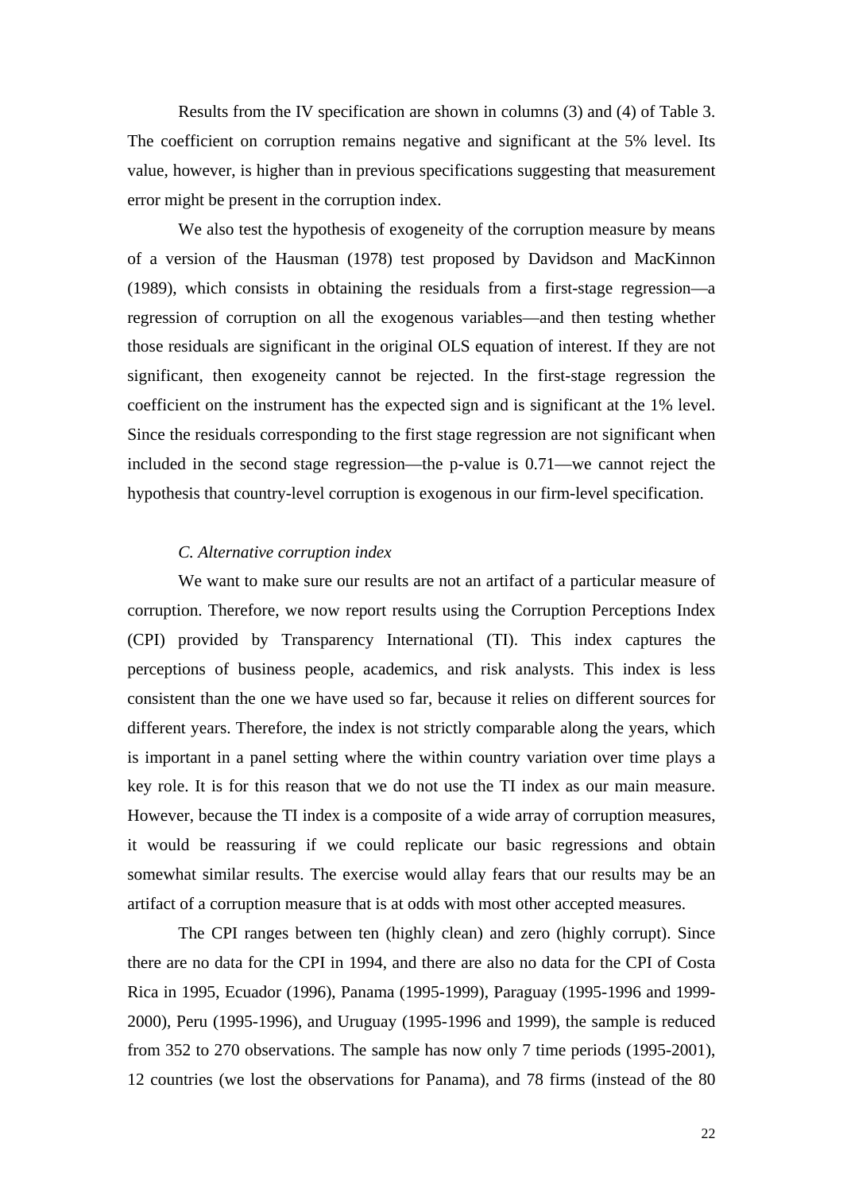Results from the IV specification are shown in columns (3) and (4) of Table 3. The coefficient on corruption remains negative and significant at the 5% level. Its value, however, is higher than in previous specifications suggesting that measurement error might be present in the corruption index.

We also test the hypothesis of exogeneity of the corruption measure by means of a version of the Hausman (1978) test proposed by Davidson and MacKinnon (1989), which consists in obtaining the residuals from a first-stage regression—a regression of corruption on all the exogenous variables—and then testing whether those residuals are significant in the original OLS equation of interest. If they are not significant, then exogeneity cannot be rejected. In the first-stage regression the coefficient on the instrument has the expected sign and is significant at the 1% level. Since the residuals corresponding to the first stage regression are not significant when included in the second stage regression—the p-value is 0.71—we cannot reject the hypothesis that country-level corruption is exogenous in our firm-level specification.

### *C. Alternative corruption index*

We want to make sure our results are not an artifact of a particular measure of corruption. Therefore, we now report results using the Corruption Perceptions Index (CPI) provided by Transparency International (TI). This index captures the perceptions of business people, academics, and risk analysts. This index is less consistent than the one we have used so far, because it relies on different sources for different years. Therefore, the index is not strictly comparable along the years, which is important in a panel setting where the within country variation over time plays a key role. It is for this reason that we do not use the TI index as our main measure. However, because the TI index is a composite of a wide array of corruption measures, it would be reassuring if we could replicate our basic regressions and obtain somewhat similar results. The exercise would allay fears that our results may be an artifact of a corruption measure that is at odds with most other accepted measures.

The CPI ranges between ten (highly clean) and zero (highly corrupt). Since there are no data for the CPI in 1994, and there are also no data for the CPI of Costa Rica in 1995, Ecuador (1996), Panama (1995-1999), Paraguay (1995-1996 and 1999-2000), Peru (1995-1996), and Uruguay (1995-1996 and 1999), the sample is reduced from 352 to 270 observations. The sample has now only 7 time periods (1995-2001), 12 countries (we lost the observations for Panama), and 78 firms (instead of the 80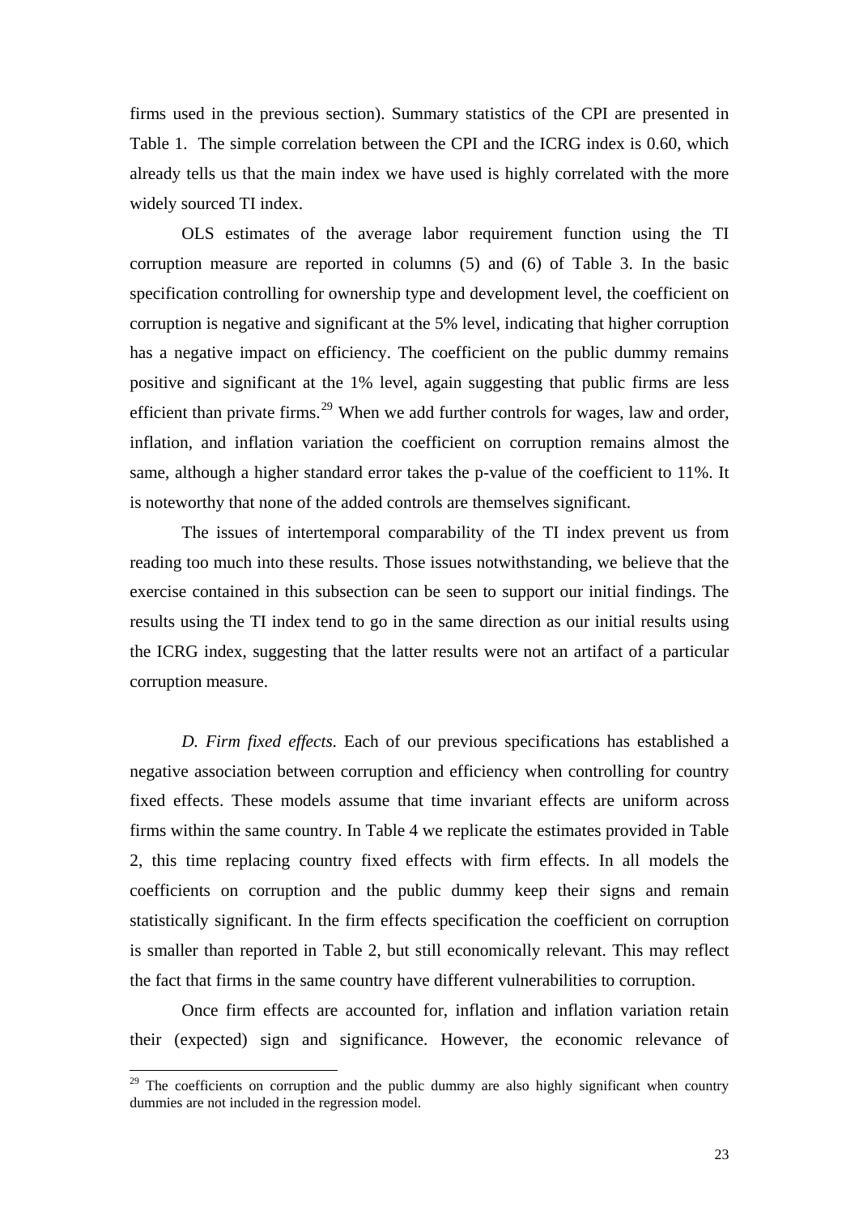firms used in the previous section). Summary statistics of the CPI are presented in Table 1. The simple correlation between the CPI and the ICRG index is 0.60, which already tells us that the main index we have used is highly correlated with the more widely sourced TI index.

OLS estimates of the average labor requirement function using the TI corruption measure are reported in columns (5) and (6) of Table 3. In the basic specification controlling for ownership type and development level, the coefficient on corruption is negative and significant at the 5% level, indicating that higher corruption has a negative impact on efficiency. The coefficient on the public dummy remains positive and significant at the 1% level, again suggesting that public firms are less efficient than private firms.[29] When we add further controls for wages, law and order, inflation, and inflation variation the coefficient on corruption remains almost the same, although a higher standard error takes the p-value of the coefficient to 11%. It is noteworthy that none of the added controls are themselves significant.

The issues of intertemporal comparability of the TI index prevent us from reading too much into these results. Those issues notwithstanding, we believe that the exercise contained in this subsection can be seen to support our initial findings. The results using the TI index tend to go in the same direction as our initial results using the ICRG index, suggesting that the latter results were not an artifact of a particular corruption measure.

*D. Firm fixed effects.* Each of our previous specifications has established a negative association between corruption and efficiency when controlling for country fixed effects. These models assume that time invariant effects are uniform across firms within the same country. In Table 4 we replicate the estimates provided in Table 2, this time replacing country fixed effects with firm effects. In all models the coefficients on corruption and the public dummy keep their signs and remain statistically significant. In the firm effects specification the coefficient on corruption is smaller than reported in Table 2, but still economically relevant. This may reflect the fact that firms in the same country have different vulnerabilities to corruption.

Once firm effects are accounted for, inflation and inflation variation retain their (expected) sign and significance. However, the economic relevance of

[29] The coefficients on corruption and the public dummy are also highly significant when country dummies are not included in the regression model.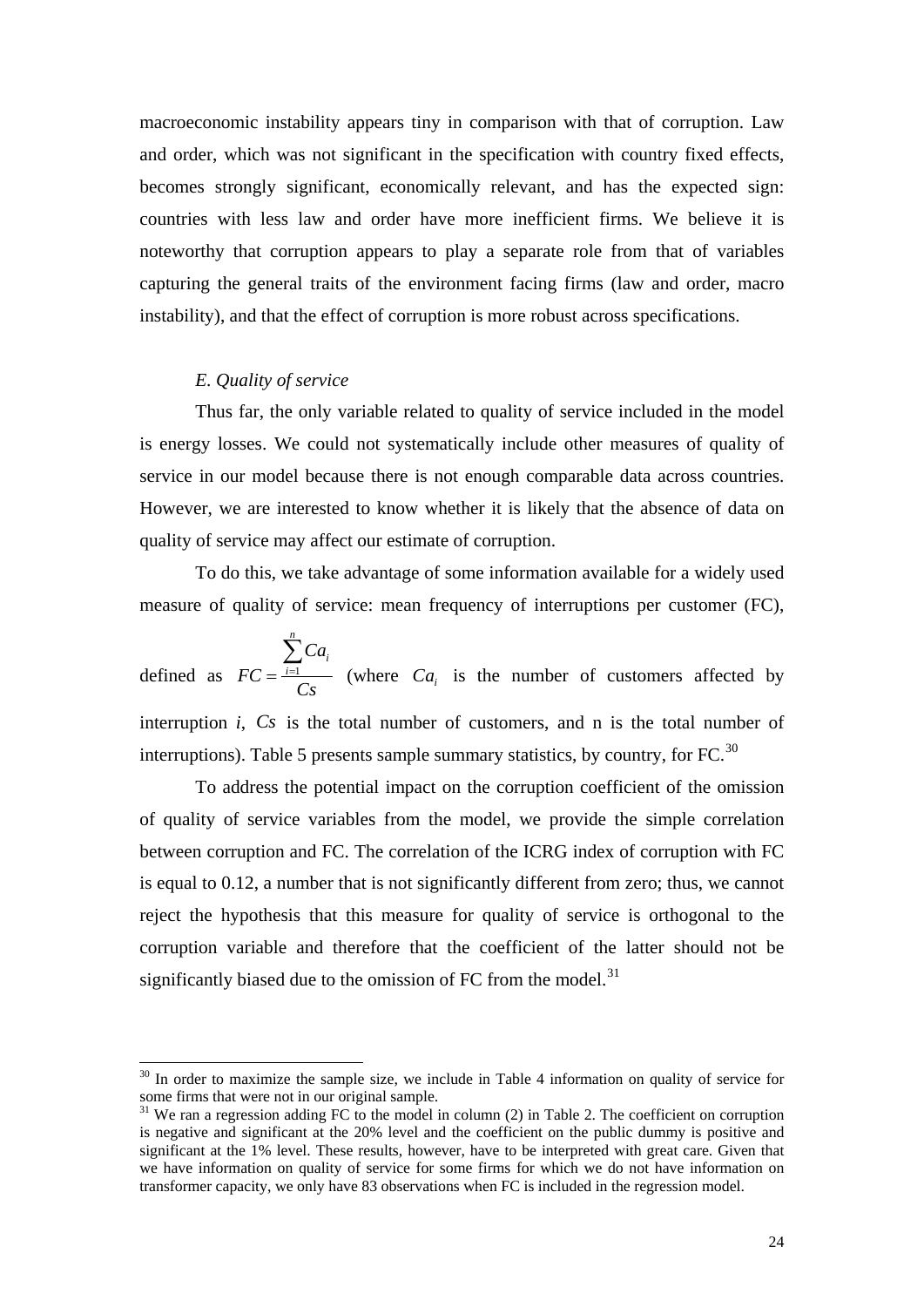macroeconomic instability appears tiny in comparison with that of corruption. Law and order, which was not significant in the specification with country fixed effects, becomes strongly significant, economically relevant, and has the expected sign: countries with less law and order have more inefficient firms. We believe it is noteworthy that corruption appears to play a separate role from that of variables capturing the general traits of the environment facing firms (law and order, macro instability), and that the effect of corruption is more robust across specifications.

### *E. Quality of service*

Thus far, the only variable related to quality of service included in the model is energy losses. We could not systematically include other measures of quality of service in our model because there is not enough comparable data across countries. However, we are interested to know whether it is likely that the absence of data on quality of service may affect our estimate of corruption.

To do this, we take advantage of some information available for a widely used measure of quality of service: mean frequency of interruptions per customer (FC), defined as $FC = \frac{\sum_{i=1}^{n} Ca_i}{Cs}$ (where $Ca_i$ is the number of customers affected by interruption *i*, $Cs$ is the total number of customers, and n is the total number of interruptions). Table 5 presents sample summary statistics, by country, for FC.[30]

To address the potential impact on the corruption coefficient of the omission of quality of service variables from the model, we provide the simple correlation between corruption and FC. The correlation of the ICRG index of corruption with FC is equal to 0.12, a number that is not significantly different from zero; thus, we cannot reject the hypothesis that this measure for quality of service is orthogonal to the corruption variable and therefore that the coefficient of the latter should not be significantly biased due to the omission of FC from the model.[31]

---

[30] In order to maximize the sample size, we include in Table 4 information on quality of service for some firms that were not in our original sample.

[31] We ran a regression adding FC to the model in column (2) in Table 2. The coefficient on corruption is negative and significant at the 20% level and the coefficient on the public dummy is positive and significant at the 1% level. These results, however, have to be interpreted with great care. Given that we have information on quality of service for some firms for which we do not have information on transformer capacity, we only have 83 observations when FC is included in the regression model.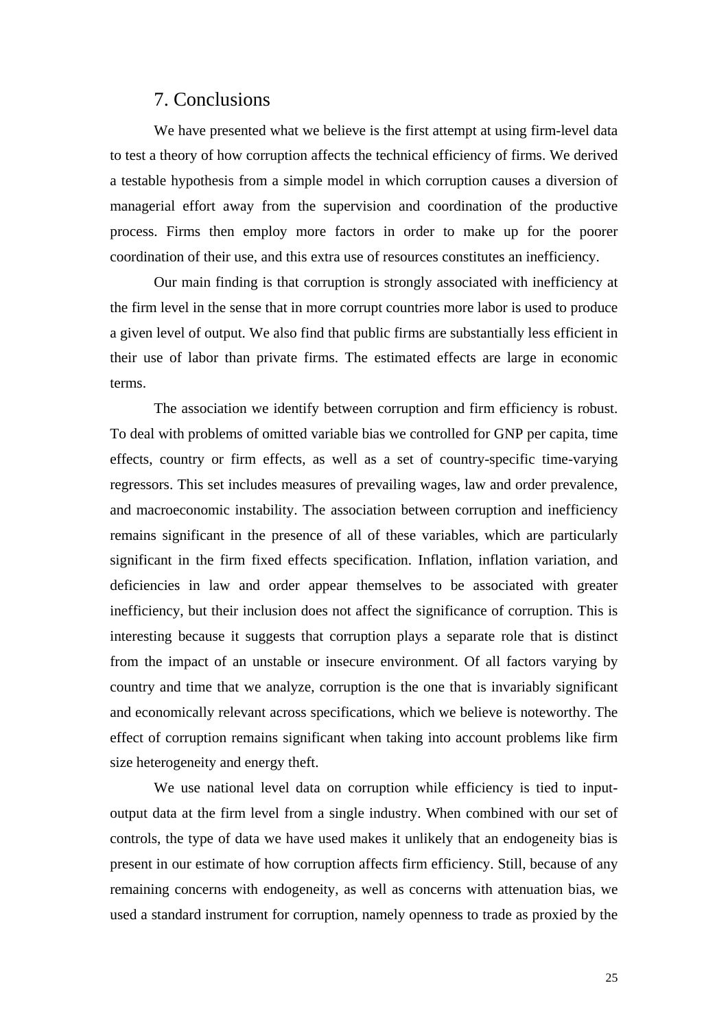## 7. Conclusions

We have presented what we believe is the first attempt at using firm-level data to test a theory of how corruption affects the technical efficiency of firms. We derived a testable hypothesis from a simple model in which corruption causes a diversion of managerial effort away from the supervision and coordination of the productive process. Firms then employ more factors in order to make up for the poorer coordination of their use, and this extra use of resources constitutes an inefficiency.

Our main finding is that corruption is strongly associated with inefficiency at the firm level in the sense that in more corrupt countries more labor is used to produce a given level of output. We also find that public firms are substantially less efficient in their use of labor than private firms. The estimated effects are large in economic terms.

The association we identify between corruption and firm efficiency is robust. To deal with problems of omitted variable bias we controlled for GNP per capita, time effects, country or firm effects, as well as a set of country-specific time-varying regressors. This set includes measures of prevailing wages, law and order prevalence, and macroeconomic instability. The association between corruption and inefficiency remains significant in the presence of all of these variables, which are particularly significant in the firm fixed effects specification. Inflation, inflation variation, and deficiencies in law and order appear themselves to be associated with greater inefficiency, but their inclusion does not affect the significance of corruption. This is interesting because it suggests that corruption plays a separate role that is distinct from the impact of an unstable or insecure environment. Of all factors varying by country and time that we analyze, corruption is the one that is invariably significant and economically relevant across specifications, which we believe is noteworthy. The effect of corruption remains significant when taking into account problems like firm size heterogeneity and energy theft.

We use national level data on corruption while efficiency is tied to input-output data at the firm level from a single industry. When combined with our set of controls, the type of data we have used makes it unlikely that an endogeneity bias is present in our estimate of how corruption affects firm efficiency. Still, because of any remaining concerns with endogeneity, as well as concerns with attenuation bias, we used a standard instrument for corruption, namely openness to trade as proxied by the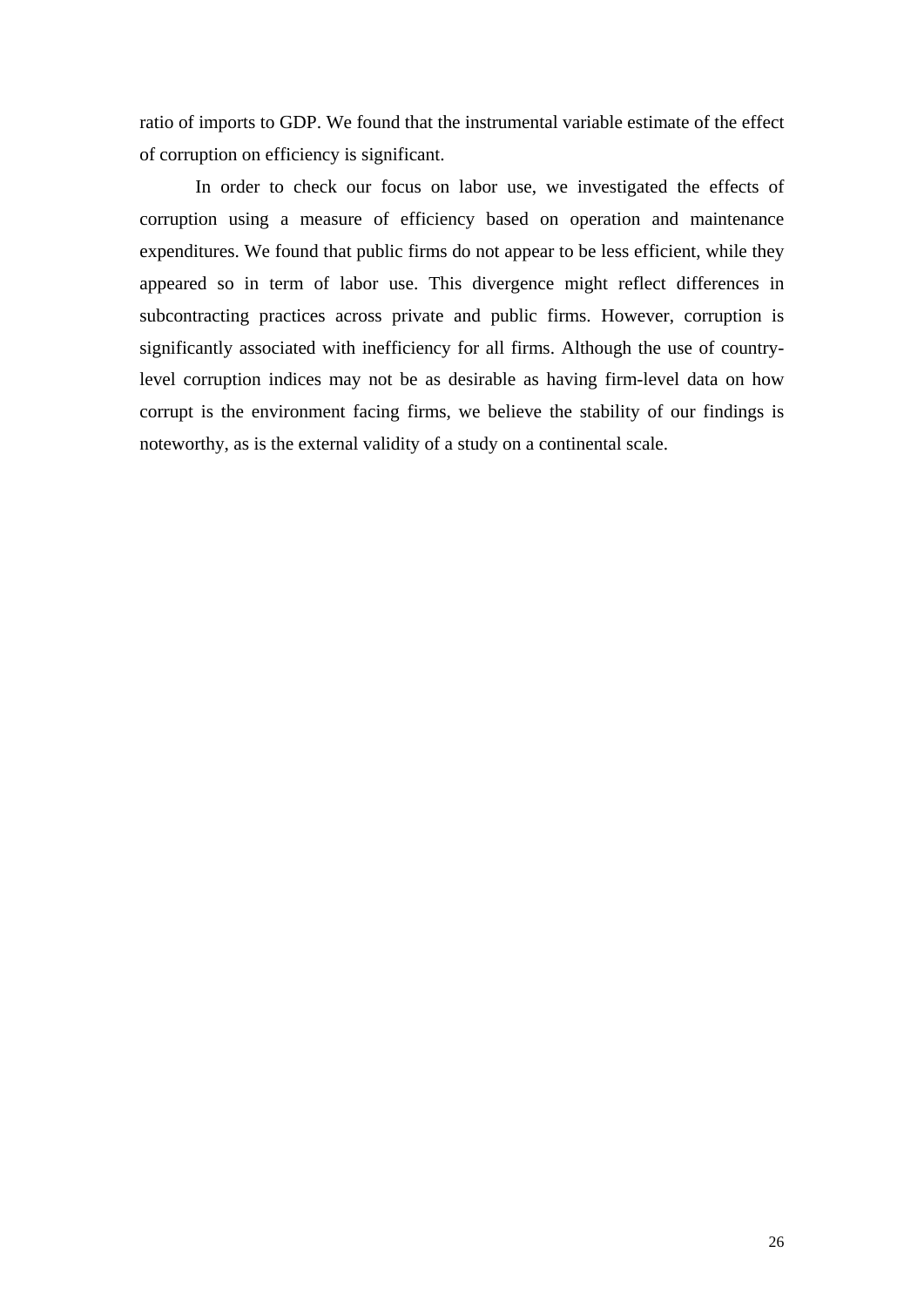ratio of imports to GDP. We found that the instrumental variable estimate of the effect of corruption on efficiency is significant.

In order to check our focus on labor use, we investigated the effects of corruption using a measure of efficiency based on operation and maintenance expenditures. We found that public firms do not appear to be less efficient, while they appeared so in term of labor use. This divergence might reflect differences in subcontracting practices across private and public firms. However, corruption is significantly associated with inefficiency for all firms. Although the use of country-level corruption indices may not be as desirable as having firm-level data on how corrupt is the environment facing firms, we believe the stability of our findings is noteworthy, as is the external validity of a study on a continental scale.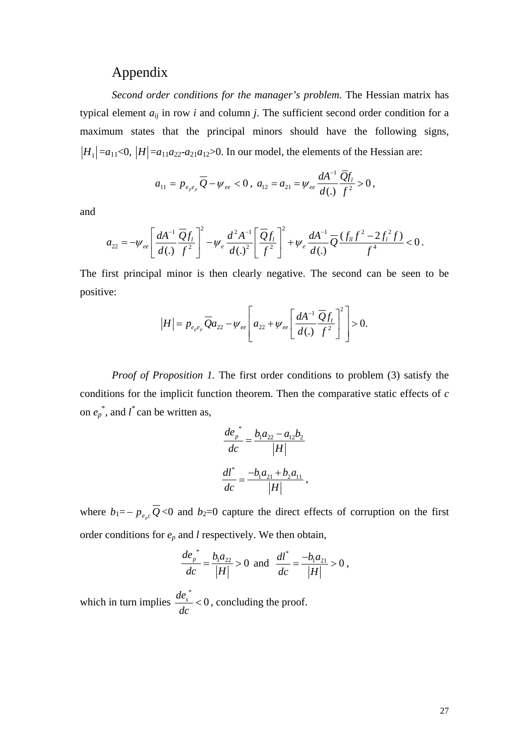# Appendix

*Second order conditions for the manager's problem.* The Hessian matrix has typical element $a_{ij}$ in row *i* and column *j*. The sufficient second order condition for a maximum states that the principal minors should have the following signs, $|H_1|=a_{11}<0$, $|H|=a_{11}a_{22}-a_{21}a_{12}>0$. In our model, the elements of the Hessian are:

$$a_{11} = p_{e_p e_p}\overline{Q} - \psi_{ee} < 0\,,\; a_{12} = a_{21} = \psi_{ee}\frac{dA^{-1}}{d(.)}\frac{\overline{Q}f_l}{f^2} > 0\,,$$

and

$$a_{22} = -\psi_{ee}\left[\frac{dA^{-1}}{d(.)}\frac{\overline{Q}f_l}{f^2}\right]^2 - \psi_e\frac{d^2A^{-1}}{d(.)^2}\left[\frac{\overline{Q}f_l}{f^2}\right]^2 + \psi_e\frac{dA^{-1}}{d(.)}\overline{Q}\frac{(f_{ll}f^2 - 2f_l^2 f)}{f^4} < 0\,.$$

The first principal minor is then clearly negative. The second can be seen to be positive:

$$|H| = p_{e_p e_p}\overline{Q}a_{22} - \psi_{ee}\left[a_{22} + \psi_{ee}\left[\frac{dA^{-1}}{d(.)}\frac{\overline{Q}f_l}{f^2}\right]^2\right] > 0.$$

*Proof of Proposition 1.* The first order conditions to problem (3) satisfy the conditions for the implicit function theorem. Then the comparative static effects of *c* on $e_p^*$, and $l^*$ can be written as,

$$\frac{de_p^*}{dc} = \frac{b_1 a_{22} - a_{12}b_2}{|H|}$$

$$\frac{dl^*}{dc} = \frac{-b_1 a_{21} + b_2 a_{11}}{|H|}\,,$$

where $b_1 = -\,p_{e_p c}\overline{Q} < 0$ and $b_2=0$ capture the direct effects of corruption on the first order conditions for $e_p$ and $l$ respectively. We then obtain,

$$\frac{de_p^*}{dc} = \frac{b_1 a_{22}}{|H|} > 0 \text{ and } \frac{dl^*}{dc} = \frac{-b_1 a_{21}}{|H|} > 0\,,$$

which in turn implies $\frac{de_s^*}{dc} < 0$, concluding the proof.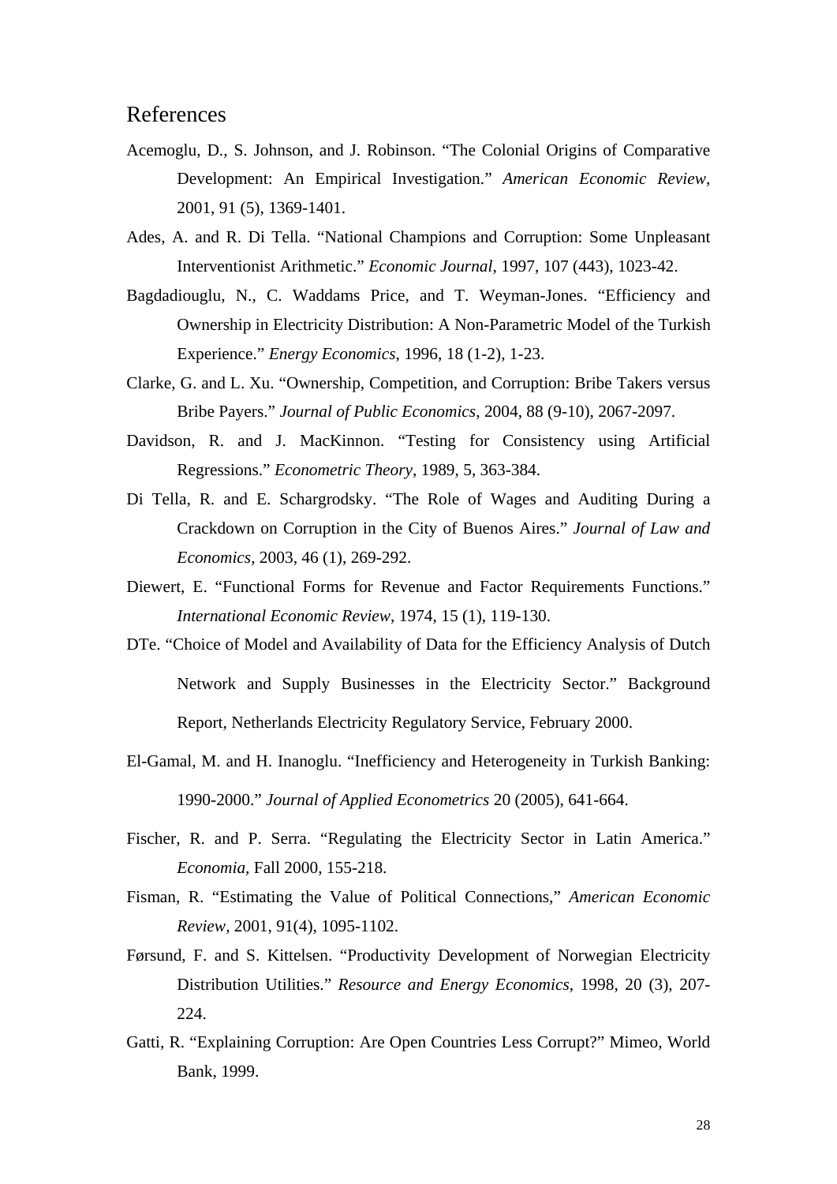# References

Acemoglu, D., S. Johnson, and J. Robinson. "The Colonial Origins of Comparative Development: An Empirical Investigation." *American Economic Review*, 2001, 91 (5), 1369-1401.

Ades, A. and R. Di Tella. "National Champions and Corruption: Some Unpleasant Interventionist Arithmetic." *Economic Journal*, 1997, 107 (443), 1023-42.

Bagdadiouglu, N., C. Waddams Price, and T. Weyman-Jones. "Efficiency and Ownership in Electricity Distribution: A Non-Parametric Model of the Turkish Experience." *Energy Economics*, 1996, 18 (1-2), 1-23.

Clarke, G. and L. Xu. "Ownership, Competition, and Corruption: Bribe Takers versus Bribe Payers." *Journal of Public Economics*, 2004, 88 (9-10), 2067-2097.

Davidson, R. and J. MacKinnon. "Testing for Consistency using Artificial Regressions." *Econometric Theory*, 1989, 5, 363-384.

Di Tella, R. and E. Schargrodsky. "The Role of Wages and Auditing During a Crackdown on Corruption in the City of Buenos Aires." *Journal of Law and Economics*, 2003, 46 (1), 269-292.

Diewert, E. "Functional Forms for Revenue and Factor Requirements Functions." *International Economic Review*, 1974, 15 (1), 119-130.

DTe. "Choice of Model and Availability of Data for the Efficiency Analysis of Dutch Network and Supply Businesses in the Electricity Sector." Background Report, Netherlands Electricity Regulatory Service, February 2000.

El-Gamal, M. and H. Inanoglu. "Inefficiency and Heterogeneity in Turkish Banking: 1990-2000." *Journal of Applied Econometrics* 20 (2005), 641-664.

Fischer, R. and P. Serra. "Regulating the Electricity Sector in Latin America." *Economia*, Fall 2000, 155-218.

Fisman, R. "Estimating the Value of Political Connections," *American Economic Review*, 2001, 91(4), 1095-1102.

Førsund, F. and S. Kittelsen. "Productivity Development of Norwegian Electricity Distribution Utilities." *Resource and Energy Economics*, 1998, 20 (3), 207-224.

Gatti, R. "Explaining Corruption: Are Open Countries Less Corrupt?" Mimeo, World Bank, 1999.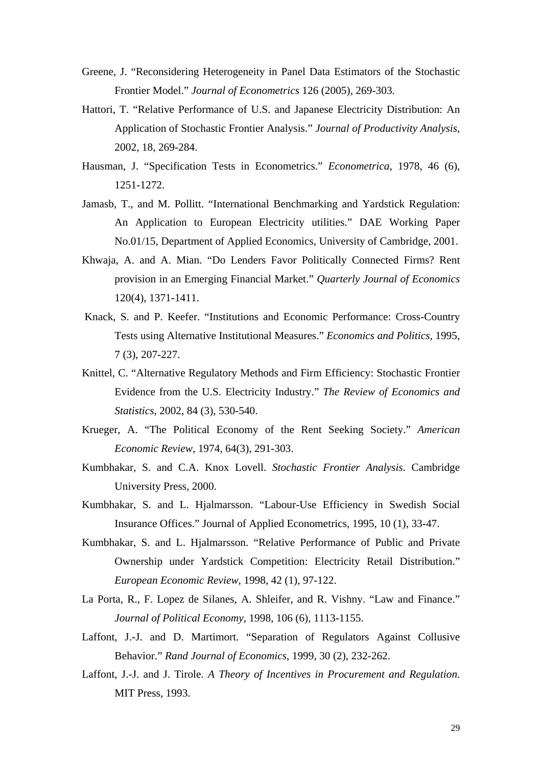Greene, J. “Reconsidering Heterogeneity in Panel Data Estimators of the Stochastic Frontier Model.” *Journal of Econometrics* 126 (2005), 269-303.

Hattori, T. “Relative Performance of U.S. and Japanese Electricity Distribution: An Application of Stochastic Frontier Analysis.” *Journal of Productivity Analysis*, 2002, 18, 269-284.

Hausman, J. “Specification Tests in Econometrics.” *Econometrica*, 1978, 46 (6), 1251-1272.

Jamasb, T., and M. Pollitt. “International Benchmarking and Yardstick Regulation: An Application to European Electricity utilities.” DAE Working Paper No.01/15, Department of Applied Economics, University of Cambridge, 2001.

Khwaja, A. and A. Mian. “Do Lenders Favor Politically Connected Firms? Rent provision in an Emerging Financial Market.” *Quarterly Journal of Economics* 120(4), 1371-1411.

Knack, S. and P. Keefer. “Institutions and Economic Performance: Cross-Country Tests using Alternative Institutional Measures.” *Economics and Politics*, 1995, 7 (3), 207-227.

Knittel, C. “Alternative Regulatory Methods and Firm Efficiency: Stochastic Frontier Evidence from the U.S. Electricity Industry.” *The Review of Economics and Statistics*, 2002, 84 (3), 530-540.

Krueger, A. “The Political Economy of the Rent Seeking Society.” *American Economic Review*, 1974, 64(3), 291-303.

Kumbhakar, S. and C.A. Knox Lovell. *Stochastic Frontier Analysis*. Cambridge University Press, 2000.

Kumbhakar, S. and L. Hjalmarsson. “Labour-Use Efficiency in Swedish Social Insurance Offices.” Journal of Applied Econometrics, 1995, 10 (1), 33-47.

Kumbhakar, S. and L. Hjalmarsson. “Relative Performance of Public and Private Ownership under Yardstick Competition: Electricity Retail Distribution.” *European Economic Review*, 1998, 42 (1), 97-122.

La Porta, R., F. Lopez de Silanes, A. Shleifer, and R. Vishny. “Law and Finance.” *Journal of Political Economy*, 1998, 106 (6), 1113-1155.

Laffont, J.-J. and D. Martimort. “Separation of Regulators Against Collusive Behavior.” *Rand Journal of Economics*, 1999, 30 (2), 232-262.

Laffont, J.-J. and J. Tirole. *A Theory of Incentives in Procurement and Regulation*. MIT Press, 1993.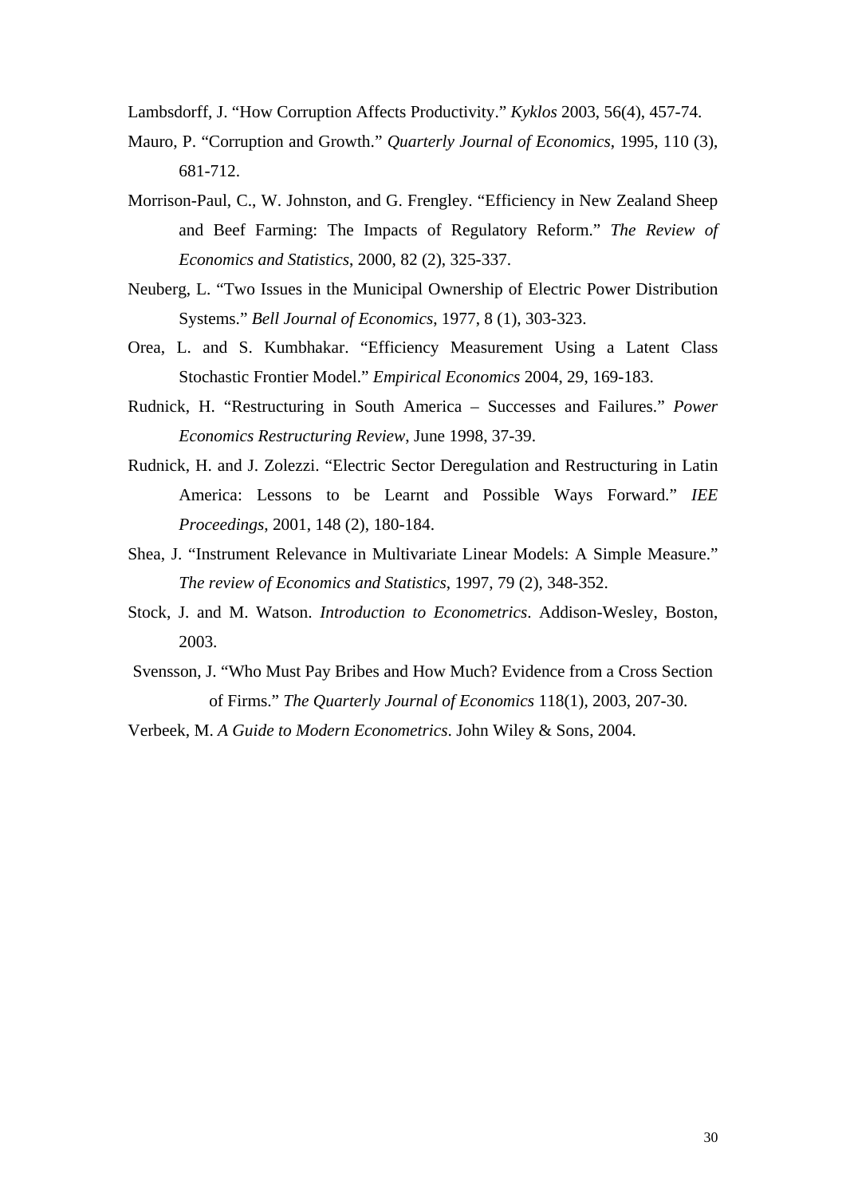Lambsdorff, J. "How Corruption Affects Productivity." *Kyklos* 2003, 56(4), 457-74.

Mauro, P. "Corruption and Growth." *Quarterly Journal of Economics*, 1995, 110 (3), 681-712.

Morrison-Paul, C., W. Johnston, and G. Frengley. "Efficiency in New Zealand Sheep and Beef Farming: The Impacts of Regulatory Reform." *The Review of Economics and Statistics*, 2000, 82 (2), 325-337.

Neuberg, L. "Two Issues in the Municipal Ownership of Electric Power Distribution Systems." *Bell Journal of Economics*, 1977, 8 (1), 303-323.

Orea, L. and S. Kumbhakar. "Efficiency Measurement Using a Latent Class Stochastic Frontier Model." *Empirical Economics* 2004, 29, 169-183.

Rudnick, H. "Restructuring in South America – Successes and Failures." *Power Economics Restructuring Review*, June 1998, 37-39.

Rudnick, H. and J. Zolezzi. "Electric Sector Deregulation and Restructuring in Latin America: Lessons to be Learnt and Possible Ways Forward." *IEE Proceedings*, 2001, 148 (2), 180-184.

Shea, J. "Instrument Relevance in Multivariate Linear Models: A Simple Measure." *The review of Economics and Statistics*, 1997, 79 (2), 348-352.

Stock, J. and M. Watson. *Introduction to Econometrics*. Addison-Wesley, Boston, 2003.

Svensson, J. "Who Must Pay Bribes and How Much? Evidence from a Cross Section of Firms." *The Quarterly Journal of Economics* 118(1), 2003, 207-30.

Verbeek, M. *A Guide to Modern Econometrics*. John Wiley & Sons, 2004.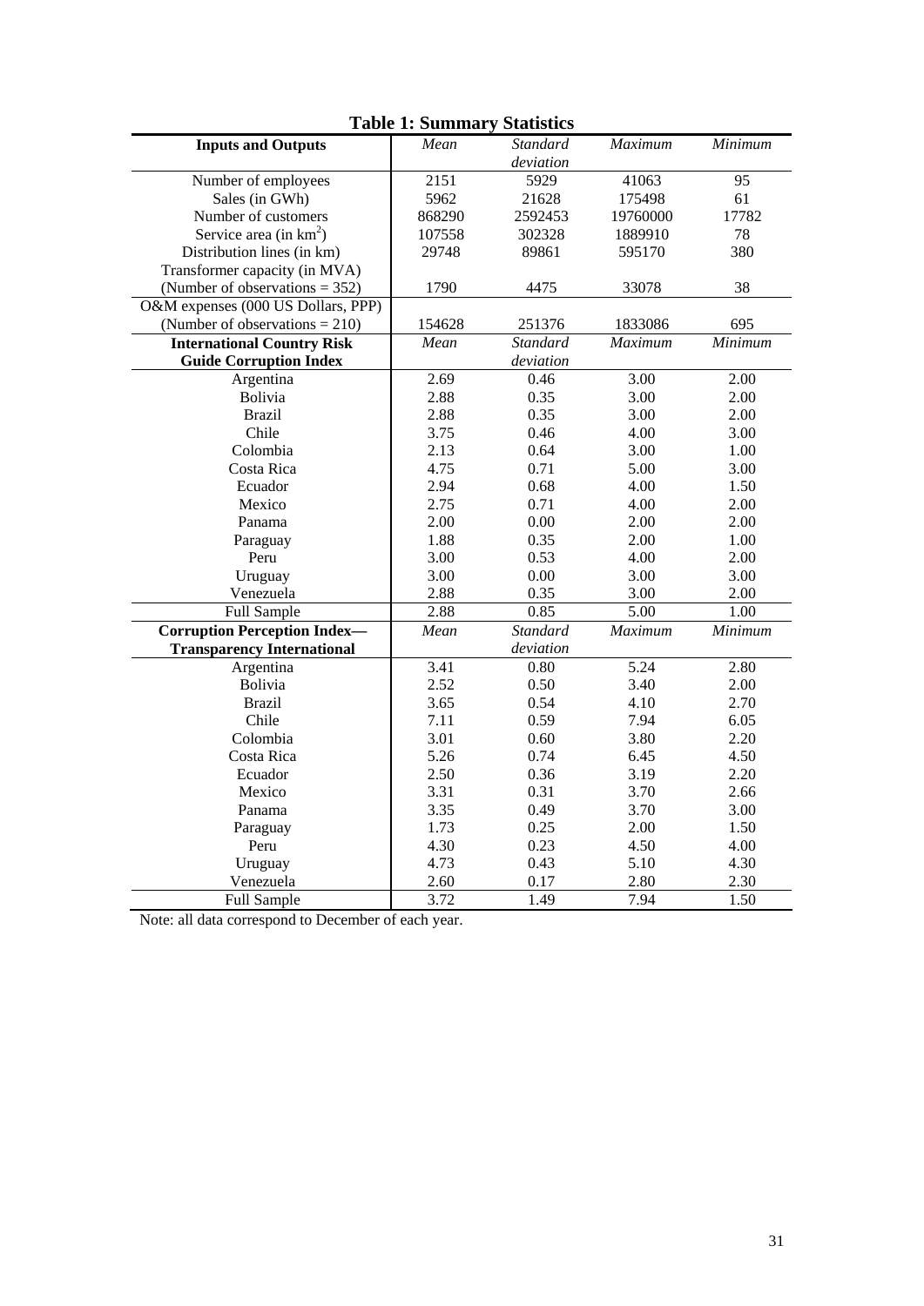**Table 1: Summary Statistics**

| **Inputs and Outputs** | *Mean* | *Standard deviation* | *Maximum* | *Minimum* |
|---|---|---|---|---|
| Number of employees | 2151 | 5929 | 41063 | 95 |
| Sales (in GWh) | 5962 | 21628 | 175498 | 61 |
| Number of customers | 868290 | 2592453 | 19760000 | 17782 |
| Service area (in $km^2$) | 107558 | 302328 | 1889910 | 78 |
| Distribution lines (in km) | 29748 | 89861 | 595170 | 380 |
| Transformer capacity (in MVA) (Number of observations = 352) | 1790 | 4475 | 33078 | 38 |
| O&M expenses (000 US Dollars, PPP) (Number of observations = 210) | 154628 | 251376 | 1833086 | 695 |
| **International Country Risk Guide Corruption Index** | *Mean* | *Standard deviation* | *Maximum* | *Minimum* |
| Argentina | 2.69 | 0.46 | 3.00 | 2.00 |
| Bolivia | 2.88 | 0.35 | 3.00 | 2.00 |
| Brazil | 2.88 | 0.35 | 3.00 | 2.00 |
| Chile | 3.75 | 0.46 | 4.00 | 3.00 |
| Colombia | 2.13 | 0.64 | 3.00 | 1.00 |
| Costa Rica | 4.75 | 0.71 | 5.00 | 3.00 |
| Ecuador | 2.94 | 0.68 | 4.00 | 1.50 |
| Mexico | 2.75 | 0.71 | 4.00 | 2.00 |
| Panama | 2.00 | 0.00 | 2.00 | 2.00 |
| Paraguay | 1.88 | 0.35 | 2.00 | 1.00 |
| Peru | 3.00 | 0.53 | 4.00 | 2.00 |
| Uruguay | 3.00 | 0.00 | 3.00 | 3.00 |
| Venezuela | 2.88 | 0.35 | 3.00 | 2.00 |
| Full Sample | 2.88 | 0.85 | 5.00 | 1.00 |
| **Corruption Perception Index— Transparency International** | *Mean* | *Standard deviation* | *Maximum* | *Minimum* |
| Argentina | 3.41 | 0.80 | 5.24 | 2.80 |
| Bolivia | 2.52 | 0.50 | 3.40 | 2.00 |
| Brazil | 3.65 | 0.54 | 4.10 | 2.70 |
| Chile | 7.11 | 0.59 | 7.94 | 6.05 |
| Colombia | 3.01 | 0.60 | 3.80 | 2.20 |
| Costa Rica | 5.26 | 0.74 | 6.45 | 4.50 |
| Ecuador | 2.50 | 0.36 | 3.19 | 2.20 |
| Mexico | 3.31 | 0.31 | 3.70 | 2.66 |
| Panama | 3.35 | 0.49 | 3.70 | 3.00 |
| Paraguay | 1.73 | 0.25 | 2.00 | 1.50 |
| Peru | 4.30 | 0.23 | 4.50 | 4.00 |
| Uruguay | 4.73 | 0.43 | 5.10 | 4.30 |
| Venezuela | 2.60 | 0.17 | 2.80 | 2.30 |
| Full Sample | 3.72 | 1.49 | 7.94 | 1.50 |

Note: all data correspond to December of each year.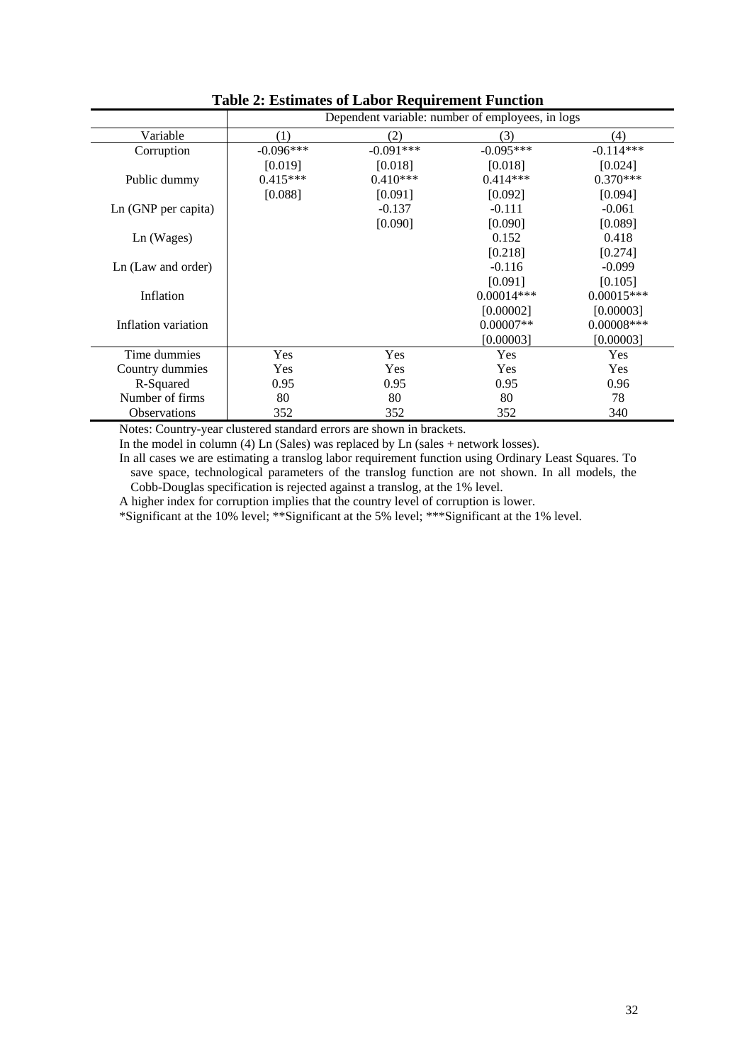**Table 2: Estimates of Labor Requirement Function**

| | Dependent variable: number of employees, in logs | | | |
|---|---|---|---|---|
| Variable | (1) | (2) | (3) | (4) |
| Corruption | -0.096*** | -0.091*** | -0.095*** | -0.114*** |
| | [0.019] | [0.018] | [0.018] | [0.024] |
| Public dummy | 0.415*** | 0.410*** | 0.414*** | 0.370*** |
| | [0.088] | [0.091] | [0.092] | [0.094] |
| Ln (GNP per capita) | | -0.137 | -0.111 | -0.061 |
| | | [0.090] | [0.090] | [0.089] |
| Ln (Wages) | | | 0.152 | 0.418 |
| | | | [0.218] | [0.274] |
| Ln (Law and order) | | | -0.116 | -0.099 |
| | | | [0.091] | [0.105] |
| Inflation | | | 0.00014*** | 0.00015*** |
| | | | [0.00002] | [0.00003] |
| Inflation variation | | | 0.00007** | 0.00008*** |
| | | | [0.00003] | [0.00003] |
| Time dummies | Yes | Yes | Yes | Yes |
| Country dummies | Yes | Yes | Yes | Yes |
| R-Squared | 0.95 | 0.95 | 0.95 | 0.96 |
| Number of firms | 80 | 80 | 80 | 78 |
| Observations | 352 | 352 | 352 | 340 |

Notes: Country-year clustered standard errors are shown in brackets.

In the model in column (4) Ln (Sales) was replaced by Ln (sales + network losses).

In all cases we are estimating a translog labor requirement function using Ordinary Least Squares. To save space, technological parameters of the translog function are not shown. In all models, the Cobb-Douglas specification is rejected against a translog, at the 1% level.

A higher index for corruption implies that the country level of corruption is lower.

*Significant at the 10% level; **Significant at the 5% level; ***Significant at the 1% level.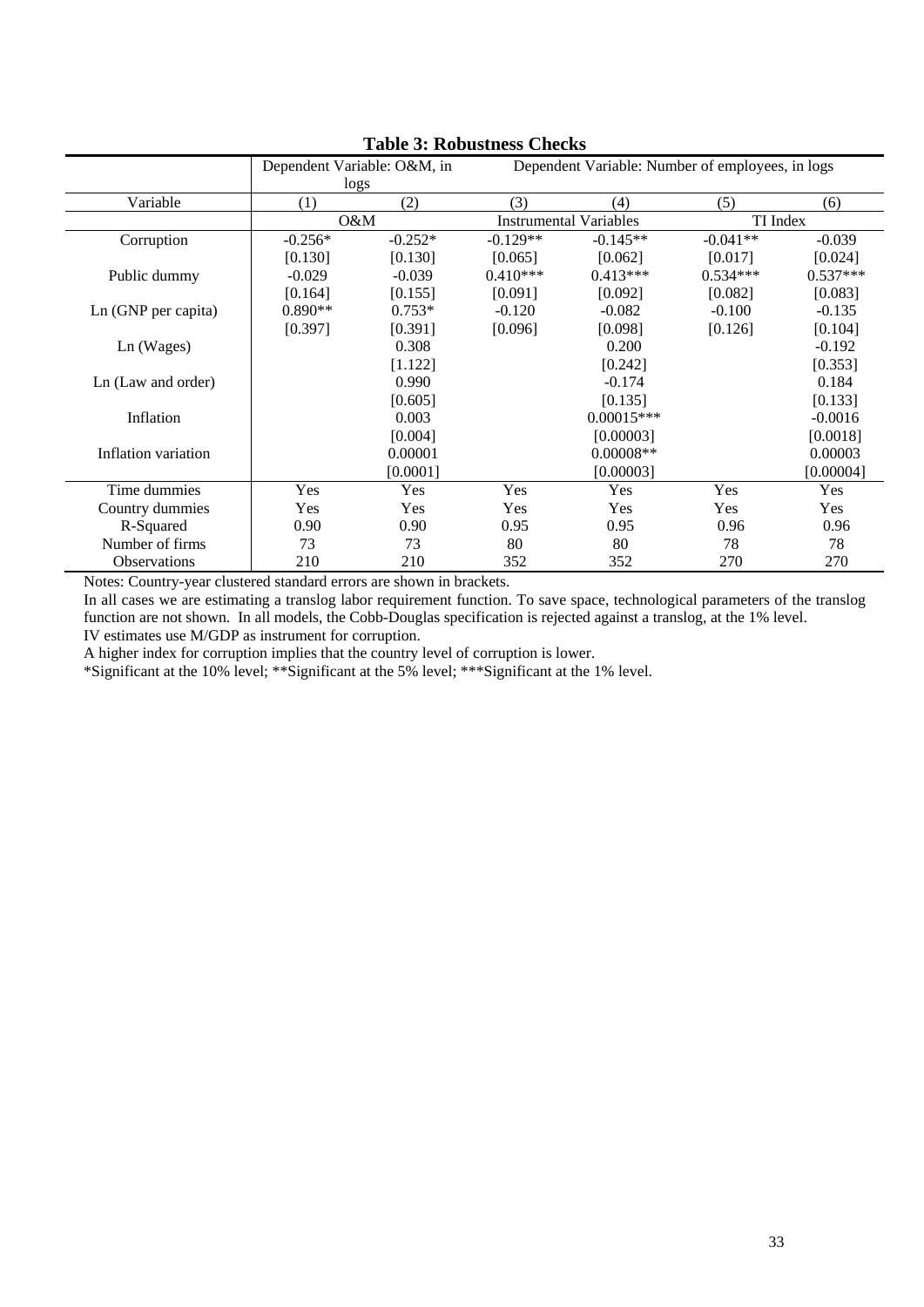**Table 3: Robustness Checks**

| | Dependent Variable: O&M, in logs | | Dependent Variable: Number of employees, in logs | | | |
|---|---|---|---|---|---|---|
| Variable | (1) | (2) | (3) | (4) | (5) | (6) |
| | O&M | | Instrumental Variables | | TI Index | |
| Corruption | -0.256* | -0.252* | -0.129** | -0.145** | -0.041** | -0.039 |
| | [0.130] | [0.130] | [0.065] | [0.062] | [0.017] | [0.024] |
| Public dummy | -0.029 | -0.039 | 0.410*** | 0.413*** | 0.534*** | 0.537*** |
| | [0.164] | [0.155] | [0.091] | [0.092] | [0.082] | [0.083] |
| Ln (GNP per capita) | 0.890** | 0.753* | -0.120 | -0.082 | -0.100 | -0.135 |
| | [0.397] | [0.391] | [0.096] | [0.098] | [0.126] | [0.104] |
| Ln (Wages) | | 0.308 | | 0.200 | | -0.192 |
| | | [1.122] | | [0.242] | | [0.353] |
| Ln (Law and order) | | 0.990 | | -0.174 | | 0.184 |
| | | [0.605] | | [0.135] | | [0.133] |
| Inflation | | 0.003 | | 0.00015*** | | -0.0016 |
| | | [0.004] | | [0.00003] | | [0.0018] |
| Inflation variation | | 0.00001 | | 0.00008** | | 0.00003 |
| | | [0.0001] | | [0.00003] | | [0.00004] |
| Time dummies | Yes | Yes | Yes | Yes | Yes | Yes |
| Country dummies | Yes | Yes | Yes | Yes | Yes | Yes |
| R-Squared | 0.90 | 0.90 | 0.95 | 0.95 | 0.96 | 0.96 |
| Number of firms | 73 | 73 | 80 | 80 | 78 | 78 |
| Observations | 210 | 210 | 352 | 352 | 270 | 270 |

Notes: Country-year clustered standard errors are shown in brackets.

In all cases we are estimating a translog labor requirement function. To save space, technological parameters of the translog function are not shown. In all models, the Cobb-Douglas specification is rejected against a translog, at the 1% level.

IV estimates use M/GDP as instrument for corruption.

A higher index for corruption implies that the country level of corruption is lower.

*Significant at the 10% level; **Significant at the 5% level; ***Significant at the 1% level.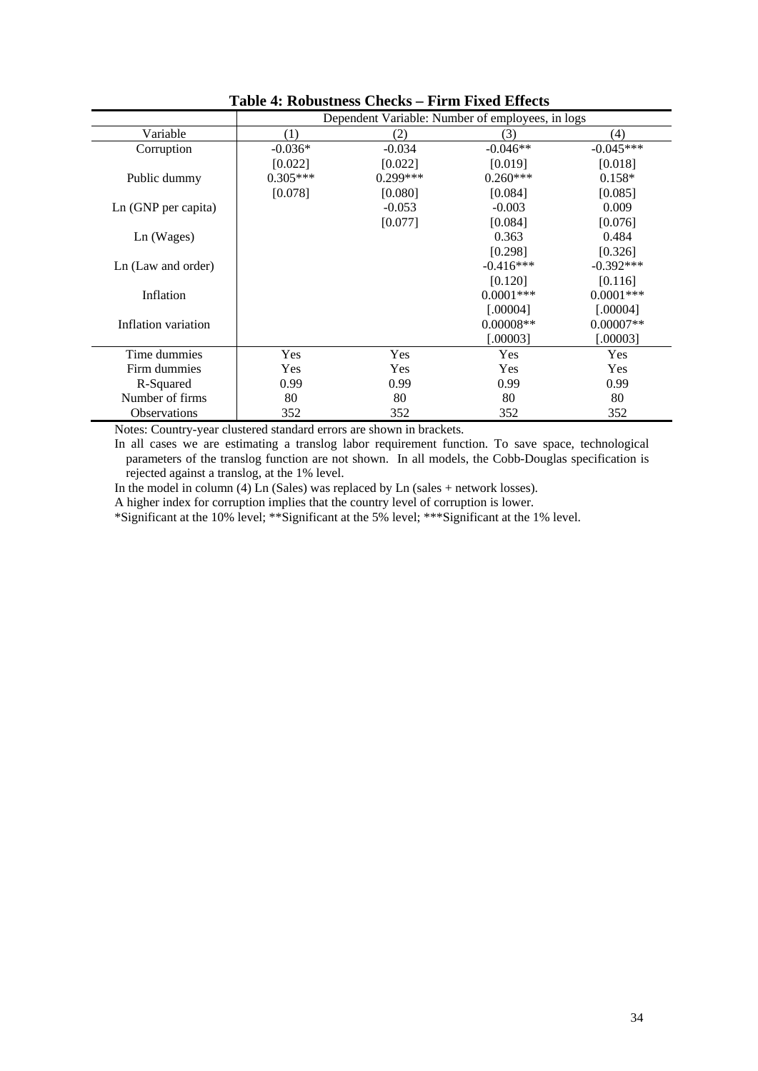**Table 4: Robustness Checks – Firm Fixed Effects**

| | Dependent Variable: Number of employees, in logs | | | |
|---|---|---|---|---|
| Variable | (1) | (2) | (3) | (4) |
| Corruption | -0.036* | -0.034 | -0.046** | -0.045*** |
| | [0.022] | [0.022] | [0.019] | [0.018] |
| Public dummy | 0.305*** | 0.299*** | 0.260*** | 0.158* |
| | [0.078] | [0.080] | [0.084] | [0.085] |
| Ln (GNP per capita) | | -0.053 | -0.003 | 0.009 |
| | | [0.077] | [0.084] | [0.076] |
| Ln (Wages) | | | 0.363 | 0.484 |
| | | | [0.298] | [0.326] |
| Ln (Law and order) | | | -0.416*** | -0.392*** |
| | | | [0.120] | [0.116] |
| Inflation | | | 0.0001*** | 0.0001*** |
| | | | [.00004] | [.00004] |
| Inflation variation | | | 0.00008** | 0.00007** |
| | | | [.00003] | [.00003] |
| Time dummies | Yes | Yes | Yes | Yes |
| Firm dummies | Yes | Yes | Yes | Yes |
| R-Squared | 0.99 | 0.99 | 0.99 | 0.99 |
| Number of firms | 80 | 80 | 80 | 80 |
| Observations | 352 | 352 | 352 | 352 |

Notes: Country-year clustered standard errors are shown in brackets.

In all cases we are estimating a translog labor requirement function. To save space, technological parameters of the translog function are not shown. In all models, the Cobb-Douglas specification is rejected against a translog, at the 1% level.

In the model in column (4) Ln (Sales) was replaced by Ln (sales + network losses).

A higher index for corruption implies that the country level of corruption is lower.

*Significant at the 10% level; **Significant at the 5% level; ***Significant at the 1% level.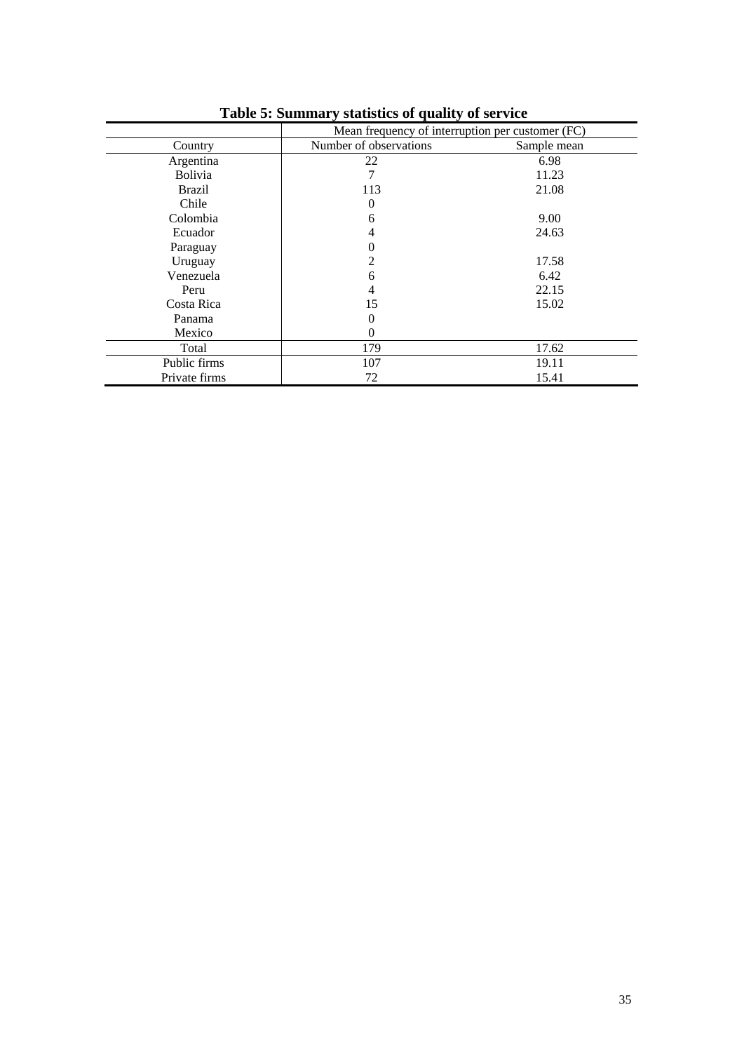**Table 5: Summary statistics of quality of service**

| | Mean frequency of interruption per customer (FC) | |
|---|---|---|
| Country | Number of observations | Sample mean |
| Argentina | 22 | 6.98 |
| Bolivia | 7 | 11.23 |
| Brazil | 113 | 21.08 |
| Chile | 0 | |
| Colombia | 6 | 9.00 |
| Ecuador | 4 | 24.63 |
| Paraguay | 0 | |
| Uruguay | 2 | 17.58 |
| Venezuela | 6 | 6.42 |
| Peru | 4 | 22.15 |
| Costa Rica | 15 | 15.02 |
| Panama | 0 | |
| Mexico | 0 | |
| Total | 179 | 17.62 |
| Public firms | 107 | 19.11 |
| Private firms | 72 | 15.41 |